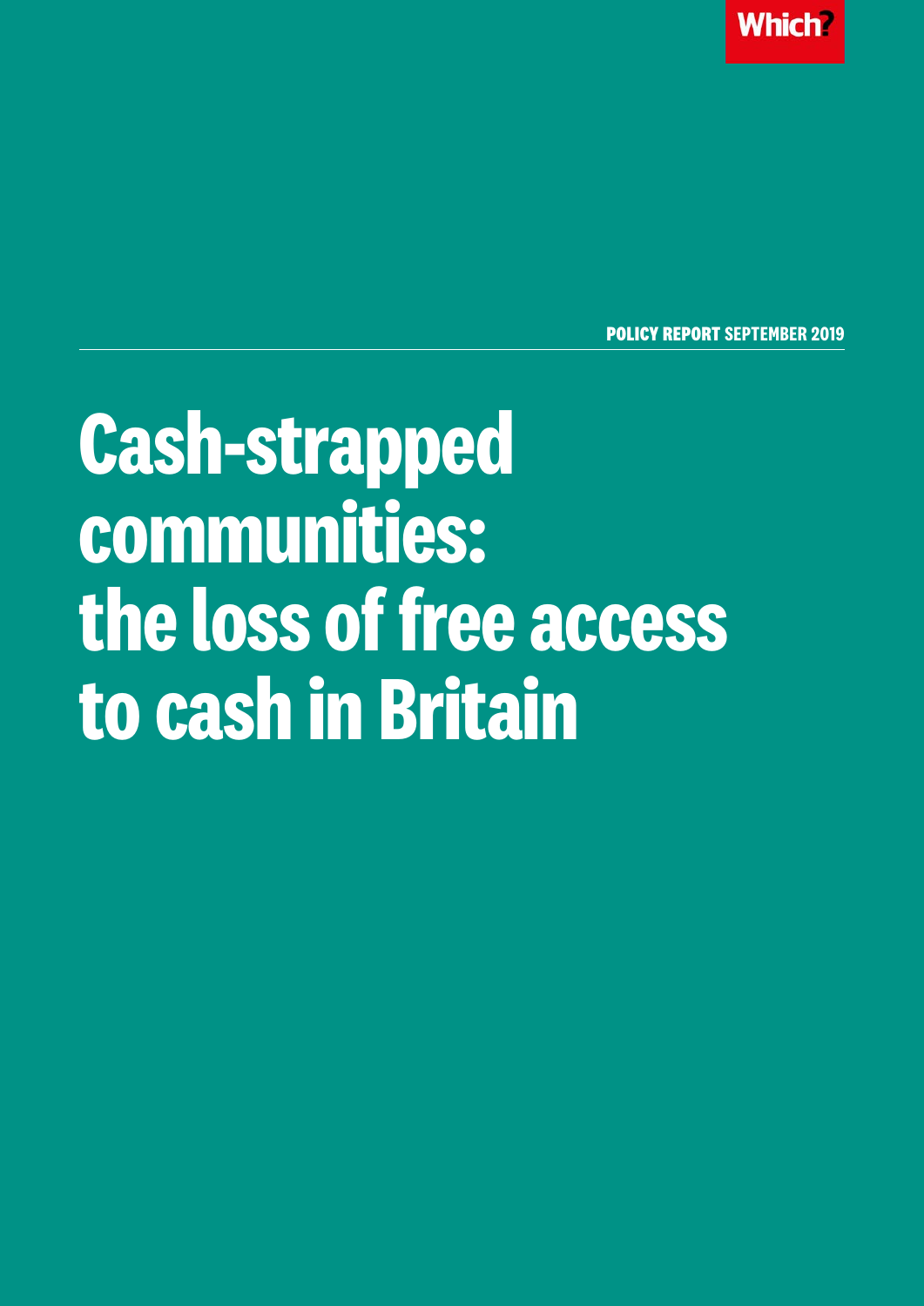Which?

POLICY REPORT SEPTEMBER 2019

# Cash-strapped communities: the loss of free access to cash in Britain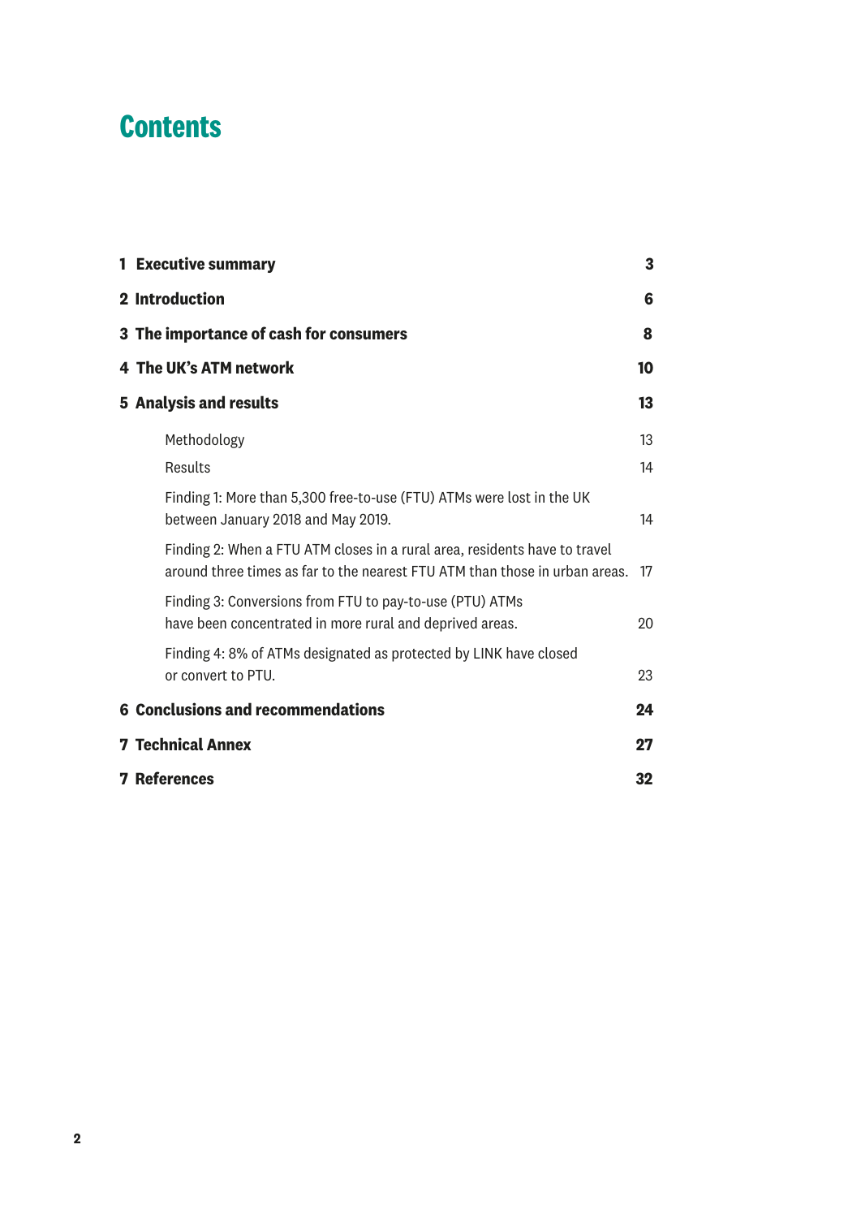# Contents

| | |
|---|---|
| **1 Executive summary** | **3** |
| **2 Introduction** | **6** |
| **3 The importance of cash for consumers** | **8** |
| **4 The UK's ATM network** | **10** |
| **5 Analysis and results** | **13** |
| Methodology | 13 |
| Results | 14 |
| Finding 1: More than 5,300 free-to-use (FTU) ATMs were lost in the UK between January 2018 and May 2019. | 14 |
| Finding 2: When a FTU ATM closes in a rural area, residents have to travel around three times as far to the nearest FTU ATM than those in urban areas. | 17 |
| Finding 3: Conversions from FTU to pay-to-use (PTU) ATMs have been concentrated in more rural and deprived areas. | 20 |
| Finding 4: 8% of ATMs designated as protected by LINK have closed or convert to PTU. | 23 |
| **6 Conclusions and recommendations** | **24** |
| **7 Technical Annex** | **27** |
| **7 References** | **32** |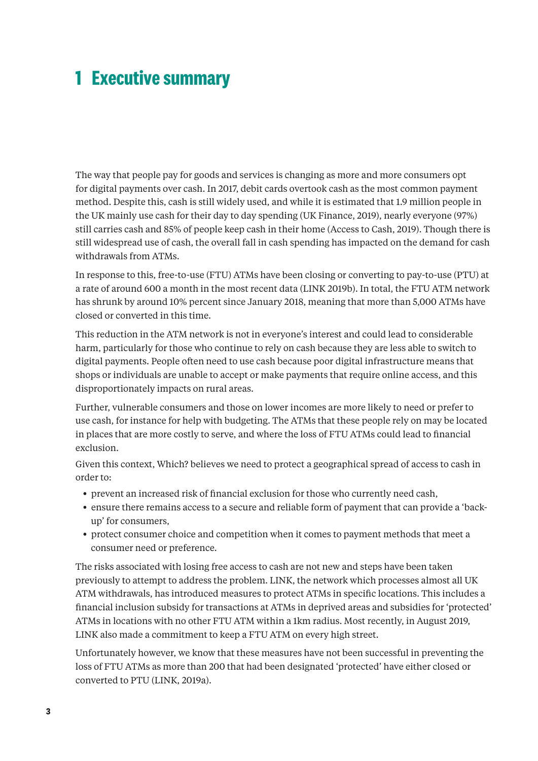# 1 Executive summary

The way that people pay for goods and services is changing as more and more consumers opt for digital payments over cash. In 2017, debit cards overtook cash as the most common payment method. Despite this, cash is still widely used, and while it is estimated that 1.9 million people in the UK mainly use cash for their day to day spending (UK Finance, 2019), nearly everyone (97%) still carries cash and 85% of people keep cash in their home (Access to Cash, 2019). Though there is still widespread use of cash, the overall fall in cash spending has impacted on the demand for cash withdrawals from ATMs.

In response to this, free-to-use (FTU) ATMs have been closing or converting to pay-to-use (PTU) at a rate of around 600 a month in the most recent data (LINK 2019b). In total, the FTU ATM network has shrunk by around 10% percent since January 2018, meaning that more than 5,000 ATMs have closed or converted in this time.

This reduction in the ATM network is not in everyone's interest and could lead to considerable harm, particularly for those who continue to rely on cash because they are less able to switch to digital payments. People often need to use cash because poor digital infrastructure means that shops or individuals are unable to accept or make payments that require online access, and this disproportionately impacts on rural areas.

Further, vulnerable consumers and those on lower incomes are more likely to need or prefer to use cash, for instance for help with budgeting. The ATMs that these people rely on may be located in places that are more costly to serve, and where the loss of FTU ATMs could lead to financial exclusion.

Given this context, Which? believes we need to protect a geographical spread of access to cash in order to:

- prevent an increased risk of financial exclusion for those who currently need cash,
- ensure there remains access to a secure and reliable form of payment that can provide a 'back-up' for consumers,
- protect consumer choice and competition when it comes to payment methods that meet a consumer need or preference.

The risks associated with losing free access to cash are not new and steps have been taken previously to attempt to address the problem. LINK, the network which processes almost all UK ATM withdrawals, has introduced measures to protect ATMs in specific locations. This includes a financial inclusion subsidy for transactions at ATMs in deprived areas and subsidies for 'protected' ATMs in locations with no other FTU ATM within a 1km radius. Most recently, in August 2019, LINK also made a commitment to keep a FTU ATM on every high street.

Unfortunately however, we know that these measures have not been successful in preventing the loss of FTU ATMs as more than 200 that had been designated 'protected' have either closed or converted to PTU (LINK, 2019a).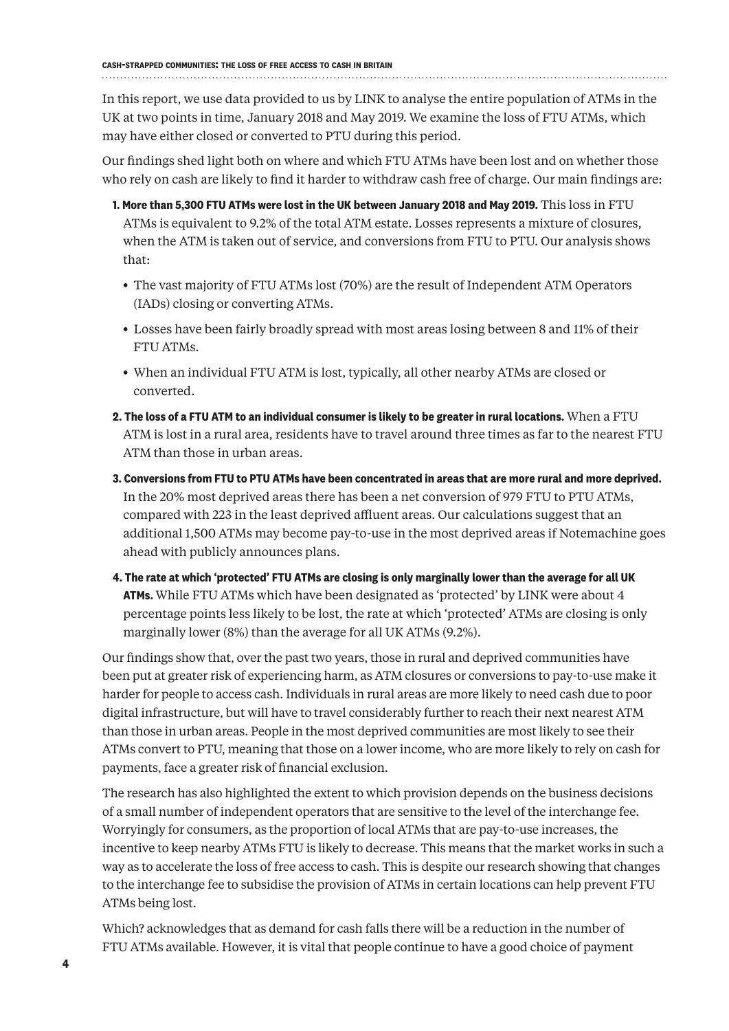In this report, we use data provided to us by LINK to analyse the entire population of ATMs in the UK at two points in time, January 2018 and May 2019. We examine the loss of FTU ATMs, which may have either closed or converted to PTU during this period.

Our findings shed light both on where and which FTU ATMs have been lost and on whether those who rely on cash are likely to find it harder to withdraw cash free of charge. Our main findings are:

1. **More than 5,300 FTU ATMs were lost in the UK between January 2018 and May 2019.** This loss in FTU ATMs is equivalent to 9.2% of the total ATM estate. Losses represents a mixture of closures, when the ATM is taken out of service, and conversions from FTU to PTU. Our analysis shows that:
   - The vast majority of FTU ATMs lost (70%) are the result of Independent ATM Operators (IADs) closing or converting ATMs.
   - Losses have been fairly broadly spread with most areas losing between 8 and 11% of their FTU ATMs.
   - When an individual FTU ATM is lost, typically, all other nearby ATMs are closed or converted.
2. **The loss of a FTU ATM to an individual consumer is likely to be greater in rural locations.** When a FTU ATM is lost in a rural area, residents have to travel around three times as far to the nearest FTU ATM than those in urban areas.
3. **Conversions from FTU to PTU ATMs have been concentrated in areas that are more rural and more deprived.** In the 20% most deprived areas there has been a net conversion of 979 FTU to PTU ATMs, compared with 223 in the least deprived affluent areas. Our calculations suggest that an additional 1,500 ATMs may become pay-to-use in the most deprived areas if Notemachine goes ahead with publicly announces plans.
4. **The rate at which 'protected' FTU ATMs are closing is only marginally lower than the average for all UK ATMs.** While FTU ATMs which have been designated as 'protected' by LINK were about 4 percentage points less likely to be lost, the rate at which 'protected' ATMs are closing is only marginally lower (8%) than the average for all UK ATMs (9.2%).

Our findings show that, over the past two years, those in rural and deprived communities have been put at greater risk of experiencing harm, as ATM closures or conversions to pay-to-use make it harder for people to access cash. Individuals in rural areas are more likely to need cash due to poor digital infrastructure, but will have to travel considerably further to reach their next nearest ATM than those in urban areas. People in the most deprived communities are most likely to see their ATMs convert to PTU, meaning that those on a lower income, who are more likely to rely on cash for payments, face a greater risk of financial exclusion.

The research has also highlighted the extent to which provision depends on the business decisions of a small number of independent operators that are sensitive to the level of the interchange fee. Worryingly for consumers, as the proportion of local ATMs that are pay-to-use increases, the incentive to keep nearby ATMs FTU is likely to decrease. This means that the market works in such a way as to accelerate the loss of free access to cash. This is despite our research showing that changes to the interchange fee to subsidise the provision of ATMs in certain locations can help prevent FTU ATMs being lost.

Which? acknowledges that as demand for cash falls there will be a reduction in the number of FTU ATMs available. However, it is vital that people continue to have a good choice of payment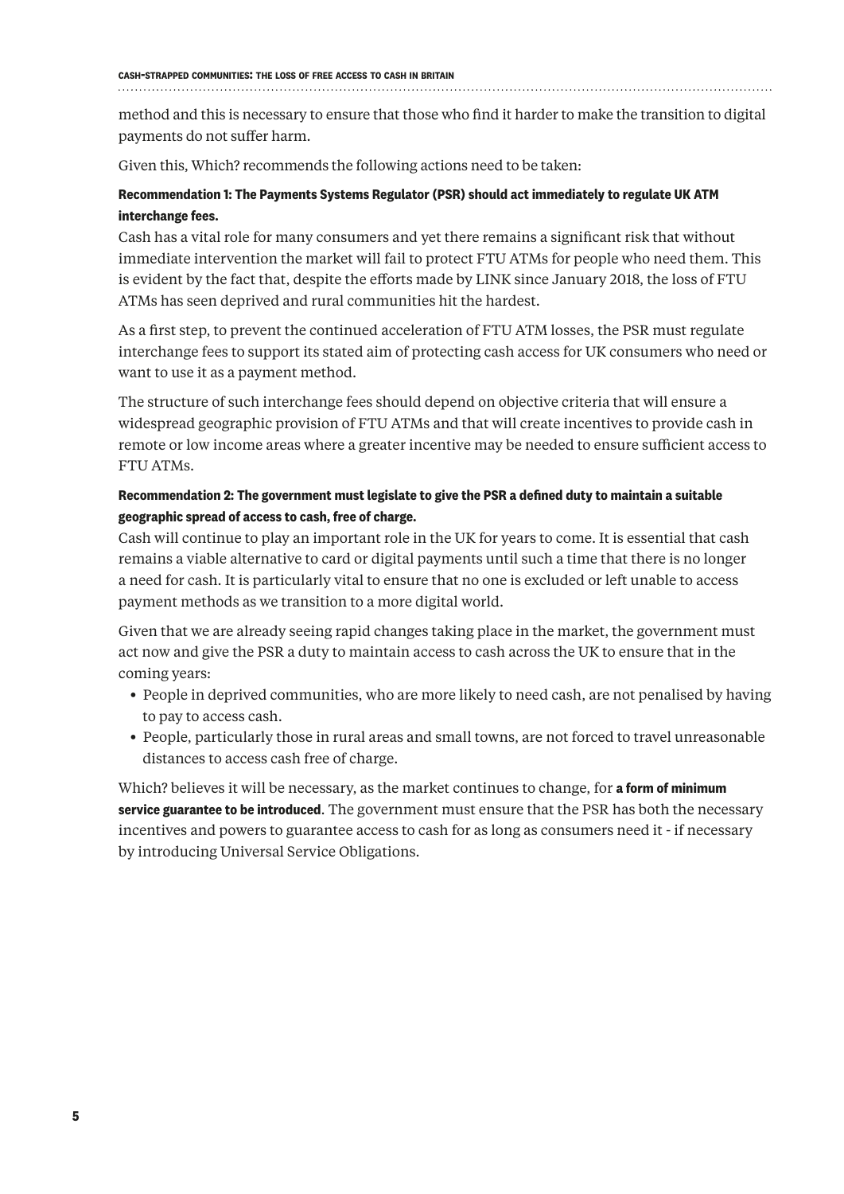method and this is necessary to ensure that those who find it harder to make the transition to digital payments do not suffer harm.

Given this, Which? recommends the following actions need to be taken:

**Recommendation 1: The Payments Systems Regulator (PSR) should act immediately to regulate UK ATM interchange fees.**

Cash has a vital role for many consumers and yet there remains a significant risk that without immediate intervention the market will fail to protect FTU ATMs for people who need them. This is evident by the fact that, despite the efforts made by LINK since January 2018, the loss of FTU ATMs has seen deprived and rural communities hit the hardest.

As a first step, to prevent the continued acceleration of FTU ATM losses, the PSR must regulate interchange fees to support its stated aim of protecting cash access for UK consumers who need or want to use it as a payment method.

The structure of such interchange fees should depend on objective criteria that will ensure a widespread geographic provision of FTU ATMs and that will create incentives to provide cash in remote or low income areas where a greater incentive may be needed to ensure sufficient access to FTU ATMs.

**Recommendation 2: The government must legislate to give the PSR a defined duty to maintain a suitable geographic spread of access to cash, free of charge.**

Cash will continue to play an important role in the UK for years to come. It is essential that cash remains a viable alternative to card or digital payments until such a time that there is no longer a need for cash. It is particularly vital to ensure that no one is excluded or left unable to access payment methods as we transition to a more digital world.

Given that we are already seeing rapid changes taking place in the market, the government must act now and give the PSR a duty to maintain access to cash across the UK to ensure that in the coming years:

- People in deprived communities, who are more likely to need cash, are not penalised by having to pay to access cash.
- People, particularly those in rural areas and small towns, are not forced to travel unreasonable distances to access cash free of charge.

Which? believes it will be necessary, as the market continues to change, for **a form of minimum service guarantee to be introduced**. The government must ensure that the PSR has both the necessary incentives and powers to guarantee access to cash for as long as consumers need it - if necessary by introducing Universal Service Obligations.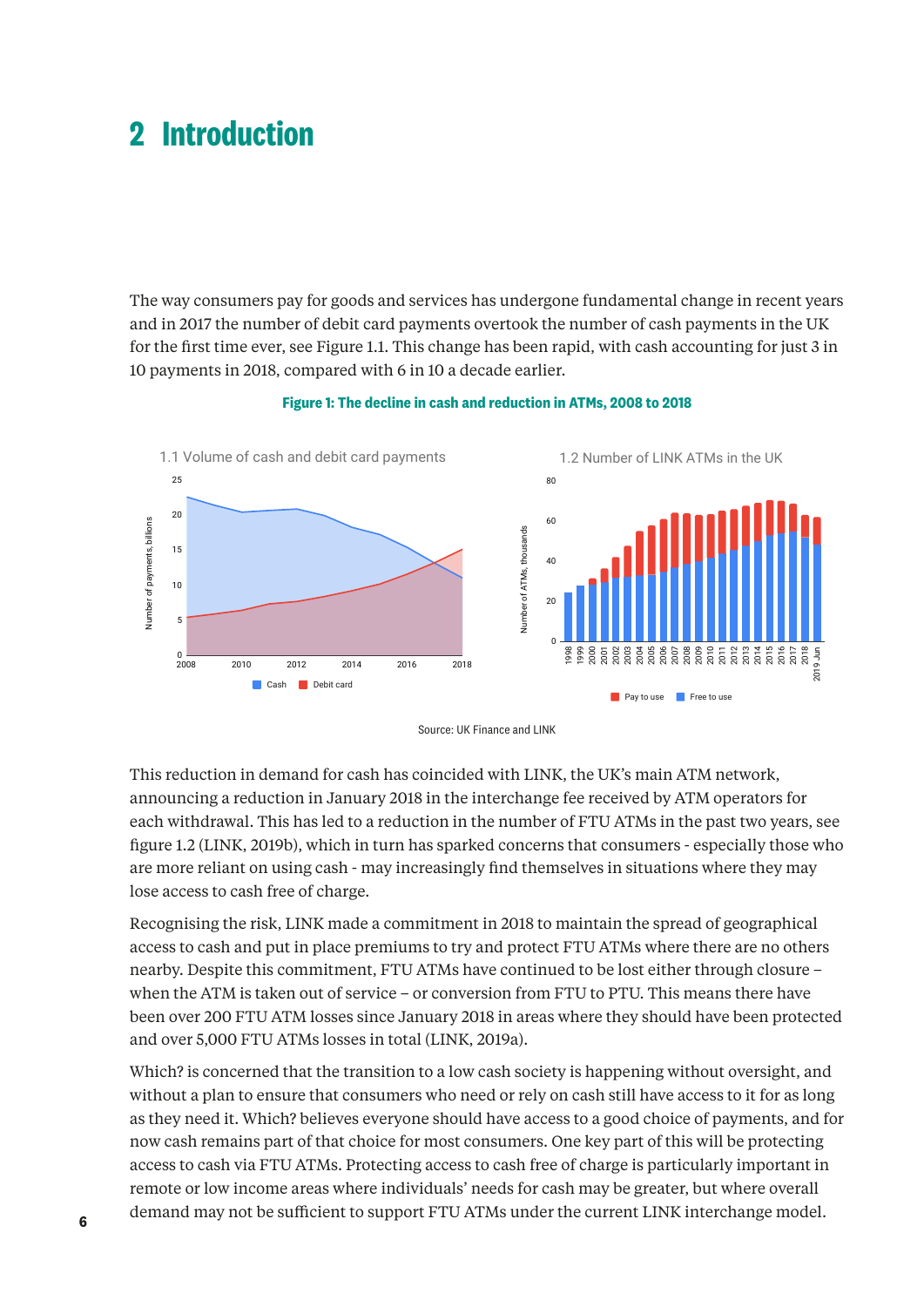# 2 Introduction

The way consumers pay for goods and services has undergone fundamental change in recent years and in 2017 the number of debit card payments overtook the number of cash payments in the UK for the first time ever, see Figure 1.1. This change has been rapid, with cash accounting for just 3 in 10 payments in 2018, compared with 6 in 10 a decade earlier.

**Figure 1: The decline in cash and reduction in ATMs, 2008 to 2018**

Source: UK Finance and LINK

This reduction in demand for cash has coincided with LINK, the UK's main ATM network, announcing a reduction in January 2018 in the interchange fee received by ATM operators for each withdrawal. This has led to a reduction in the number of FTU ATMs in the past two years, see figure 1.2 (LINK, 2019b), which in turn has sparked concerns that consumers - especially those who are more reliant on using cash - may increasingly find themselves in situations where they may lose access to cash free of charge.

Recognising the risk, LINK made a commitment in 2018 to maintain the spread of geographical access to cash and put in place premiums to try and protect FTU ATMs where there are no others nearby. Despite this commitment, FTU ATMs have continued to be lost either through closure – when the ATM is taken out of service – or conversion from FTU to PTU. This means there have been over 200 FTU ATM losses since January 2018 in areas where they should have been protected and over 5,000 FTU ATMs losses in total (LINK, 2019a).

Which? is concerned that the transition to a low cash society is happening without oversight, and without a plan to ensure that consumers who need or rely on cash still have access to it for as long as they need it. Which? believes everyone should have access to a good choice of payments, and for now cash remains part of that choice for most consumers. One key part of this will be protecting access to cash via FTU ATMs. Protecting access to cash free of charge is particularly important in remote or low income areas where individuals' needs for cash may be greater, but where overall demand may not be sufficient to support FTU ATMs under the current LINK interchange model.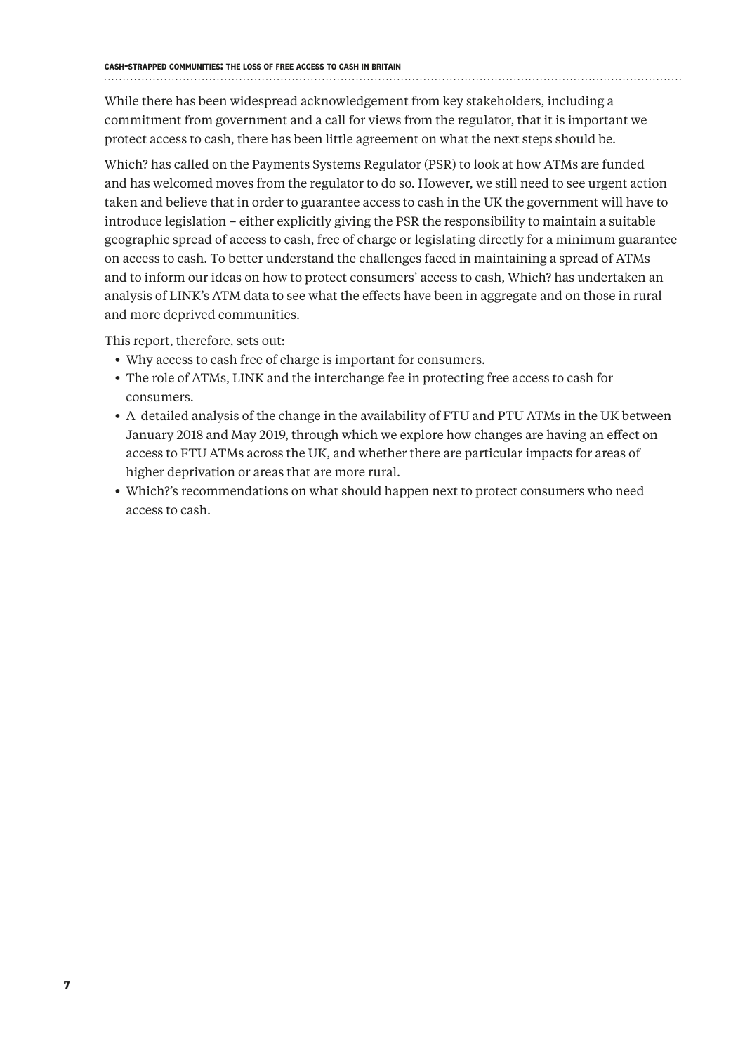While there has been widespread acknowledgement from key stakeholders, including a commitment from government and a call for views from the regulator, that it is important we protect access to cash, there has been little agreement on what the next steps should be.

Which? has called on the Payments Systems Regulator (PSR) to look at how ATMs are funded and has welcomed moves from the regulator to do so. However, we still need to see urgent action taken and believe that in order to guarantee access to cash in the UK the government will have to introduce legislation – either explicitly giving the PSR the responsibility to maintain a suitable geographic spread of access to cash, free of charge or legislating directly for a minimum guarantee on access to cash. To better understand the challenges faced in maintaining a spread of ATMs and to inform our ideas on how to protect consumers' access to cash, Which? has undertaken an analysis of LINK's ATM data to see what the effects have been in aggregate and on those in rural and more deprived communities.

This report, therefore, sets out:

- Why access to cash free of charge is important for consumers.
- The role of ATMs, LINK and the interchange fee in protecting free access to cash for consumers.
- A detailed analysis of the change in the availability of FTU and PTU ATMs in the UK between January 2018 and May 2019, through which we explore how changes are having an effect on access to FTU ATMs across the UK, and whether there are particular impacts for areas of higher deprivation or areas that are more rural.
- Which?'s recommendations on what should happen next to protect consumers who need access to cash.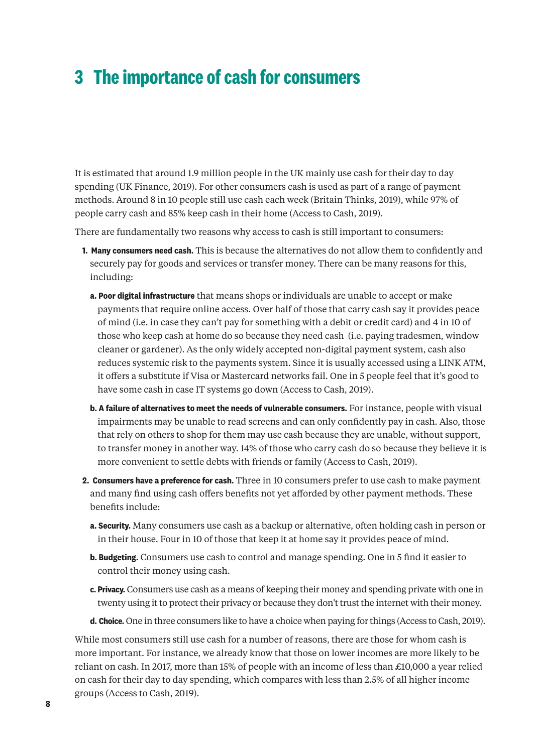# 3 The importance of cash for consumers

It is estimated that around 1.9 million people in the UK mainly use cash for their day to day spending (UK Finance, 2019). For other consumers cash is used as part of a range of payment methods. Around 8 in 10 people still use cash each week (Britain Thinks, 2019), while 97% of people carry cash and 85% keep cash in their home (Access to Cash, 2019).

There are fundamentally two reasons why access to cash is still important to consumers:

1. **Many consumers need cash.** This is because the alternatives do not allow them to confidently and securely pay for goods and services or transfer money. There can be many reasons for this, including:

   a. **Poor digital infrastructure** that means shops or individuals are unable to accept or make payments that require online access. Over half of those that carry cash say it provides peace of mind (i.e. in case they can't pay for something with a debit or credit card) and 4 in 10 of those who keep cash at home do so because they need cash (i.e. paying tradesmen, window cleaner or gardener). As the only widely accepted non-digital payment system, cash also reduces systemic risk to the payments system. Since it is usually accessed using a LINK ATM, it offers a substitute if Visa or Mastercard networks fail. One in 5 people feel that it's good to have some cash in case IT systems go down (Access to Cash, 2019).

   b. **A failure of alternatives to meet the needs of vulnerable consumers.** For instance, people with visual impairments may be unable to read screens and can only confidently pay in cash. Also, those that rely on others to shop for them may use cash because they are unable, without support, to transfer money in another way. 14% of those who carry cash do so because they believe it is more convenient to settle debts with friends or family (Access to Cash, 2019).

2. **Consumers have a preference for cash.** Three in 10 consumers prefer to use cash to make payment and many find using cash offers benefits not yet afforded by other payment methods. These benefits include:

   a. **Security.** Many consumers use cash as a backup or alternative, often holding cash in person or in their house. Four in 10 of those that keep it at home say it provides peace of mind.

   b. **Budgeting.** Consumers use cash to control and manage spending. One in 5 find it easier to control their money using cash.

   c. **Privacy.** Consumers use cash as a means of keeping their money and spending private with one in twenty using it to protect their privacy or because they don't trust the internet with their money.

   d. **Choice.** One in three consumers like to have a choice when paying for things (Access to Cash, 2019).

While most consumers still use cash for a number of reasons, there are those for whom cash is more important. For instance, we already know that those on lower incomes are more likely to be reliant on cash. In 2017, more than 15% of people with an income of less than £10,000 a year relied on cash for their day to day spending, which compares with less than 2.5% of all higher income groups (Access to Cash, 2019).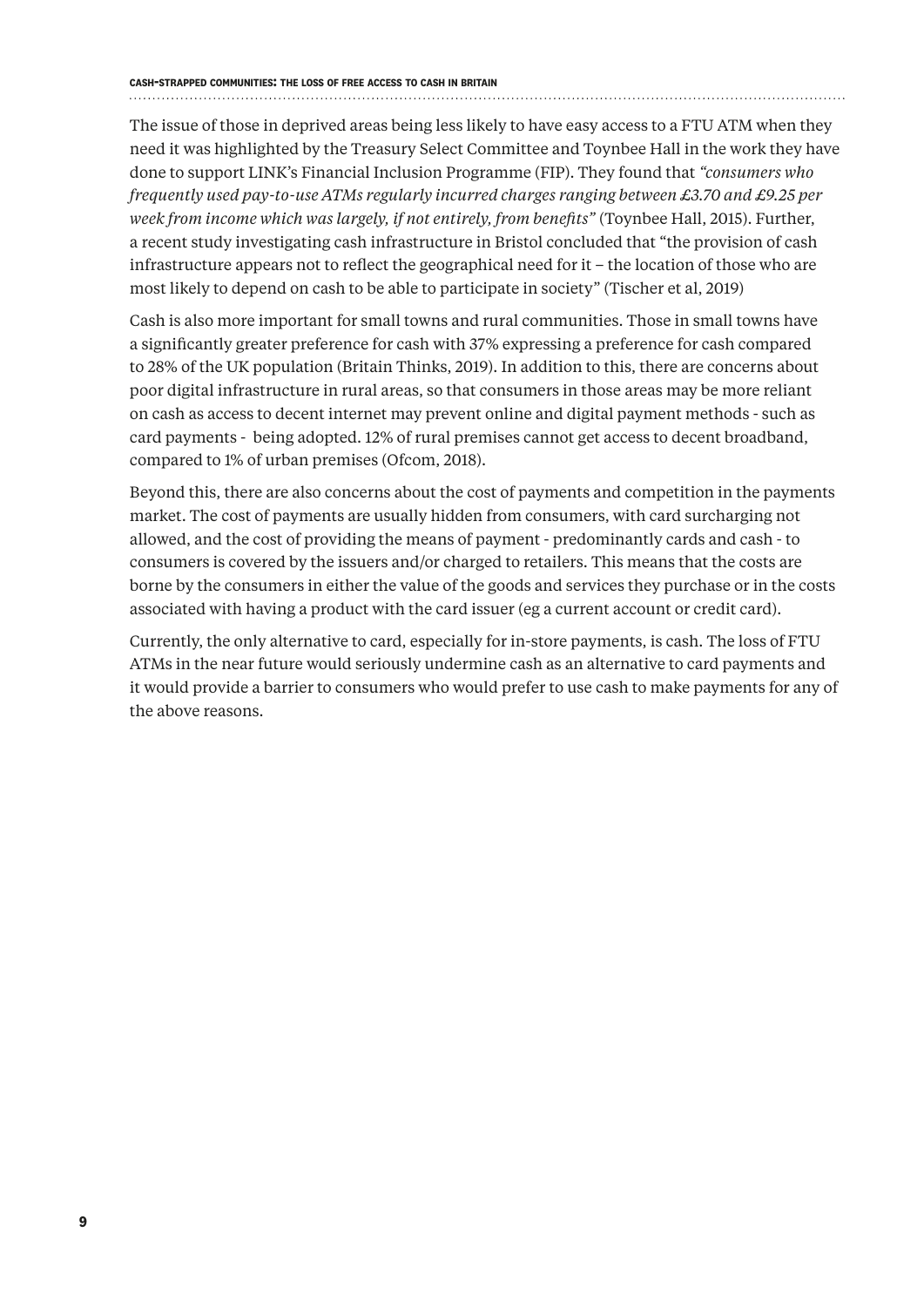The issue of those in deprived areas being less likely to have easy access to a FTU ATM when they need it was highlighted by the Treasury Select Committee and Toynbee Hall in the work they have done to support LINK's Financial Inclusion Programme (FIP). They found that *"consumers who frequently used pay-to-use ATMs regularly incurred charges ranging between £3.70 and £9.25 per week from income which was largely, if not entirely, from benefits"* (Toynbee Hall, 2015). Further, a recent study investigating cash infrastructure in Bristol concluded that "the provision of cash infrastructure appears not to reflect the geographical need for it – the location of those who are most likely to depend on cash to be able to participate in society" (Tischer et al, 2019)

Cash is also more important for small towns and rural communities. Those in small towns have a significantly greater preference for cash with 37% expressing a preference for cash compared to 28% of the UK population (Britain Thinks, 2019). In addition to this, there are concerns about poor digital infrastructure in rural areas, so that consumers in those areas may be more reliant on cash as access to decent internet may prevent online and digital payment methods - such as card payments - being adopted. 12% of rural premises cannot get access to decent broadband, compared to 1% of urban premises (Ofcom, 2018).

Beyond this, there are also concerns about the cost of payments and competition in the payments market. The cost of payments are usually hidden from consumers, with card surcharging not allowed, and the cost of providing the means of payment - predominantly cards and cash - to consumers is covered by the issuers and/or charged to retailers. This means that the costs are borne by the consumers in either the value of the goods and services they purchase or in the costs associated with having a product with the card issuer (eg a current account or credit card).

Currently, the only alternative to card, especially for in-store payments, is cash. The loss of FTU ATMs in the near future would seriously undermine cash as an alternative to card payments and it would provide a barrier to consumers who would prefer to use cash to make payments for any of the above reasons.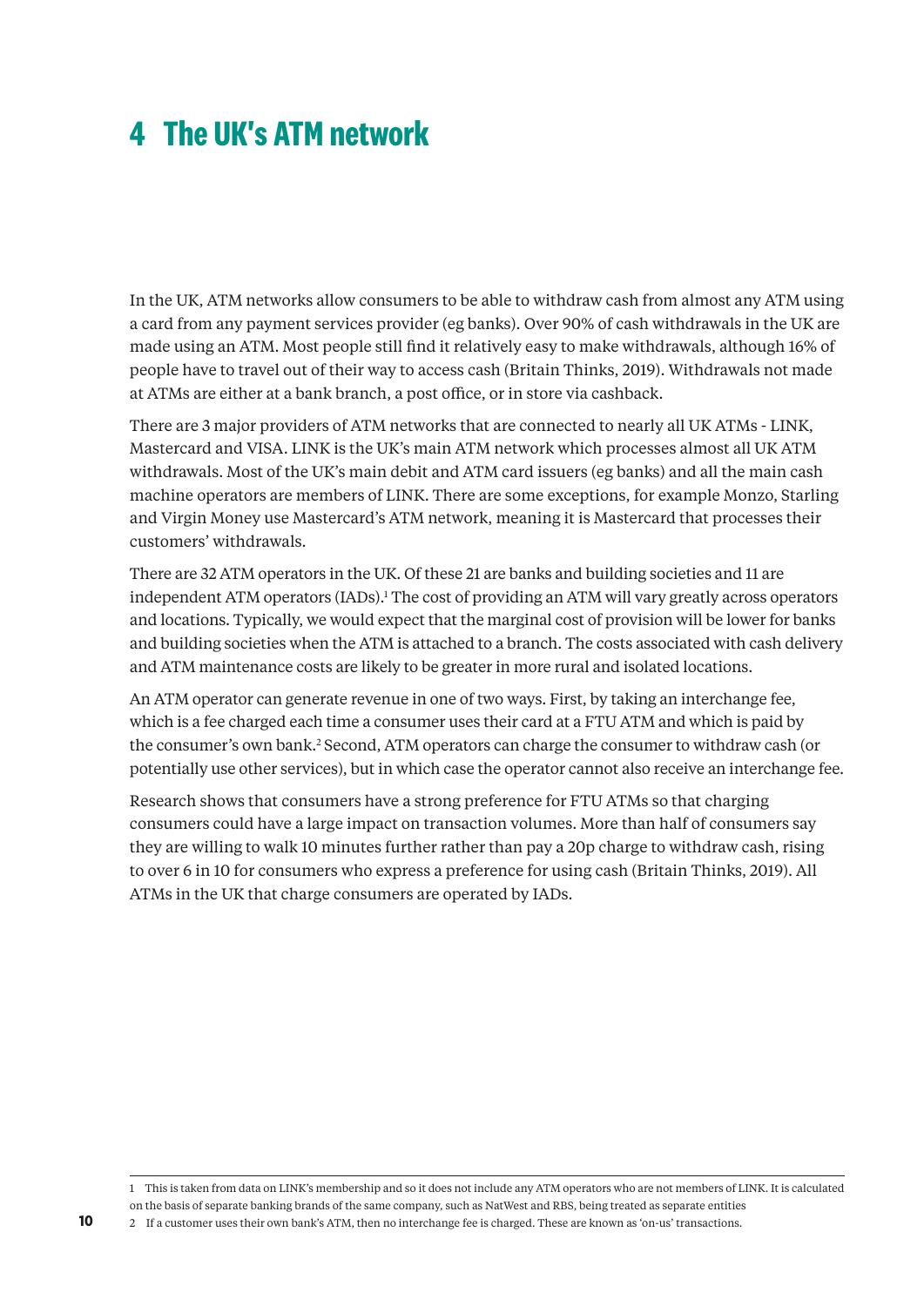# 4 The UK's ATM network

In the UK, ATM networks allow consumers to be able to withdraw cash from almost any ATM using a card from any payment services provider (eg banks). Over 90% of cash withdrawals in the UK are made using an ATM. Most people still find it relatively easy to make withdrawals, although 16% of people have to travel out of their way to access cash (Britain Thinks, 2019). Withdrawals not made at ATMs are either at a bank branch, a post office, or in store via cashback.

There are 3 major providers of ATM networks that are connected to nearly all UK ATMs - LINK, Mastercard and VISA. LINK is the UK's main ATM network which processes almost all UK ATM withdrawals. Most of the UK's main debit and ATM card issuers (eg banks) and all the main cash machine operators are members of LINK. There are some exceptions, for example Monzo, Starling and Virgin Money use Mastercard's ATM network, meaning it is Mastercard that processes their customers' withdrawals.

There are 32 ATM operators in the UK. Of these 21 are banks and building societies and 11 are independent ATM operators (IADs).[1] The cost of providing an ATM will vary greatly across operators and locations. Typically, we would expect that the marginal cost of provision will be lower for banks and building societies when the ATM is attached to a branch. The costs associated with cash delivery and ATM maintenance costs are likely to be greater in more rural and isolated locations.

An ATM operator can generate revenue in one of two ways. First, by taking an interchange fee, which is a fee charged each time a consumer uses their card at a FTU ATM and which is paid by the consumer's own bank.[2] Second, ATM operators can charge the consumer to withdraw cash (or potentially use other services), but in which case the operator cannot also receive an interchange fee.

Research shows that consumers have a strong preference for FTU ATMs so that charging consumers could have a large impact on transaction volumes. More than half of consumers say they are willing to walk 10 minutes further rather than pay a 20p charge to withdraw cash, rising to over 6 in 10 for consumers who express a preference for using cash (Britain Thinks, 2019). All ATMs in the UK that charge consumers are operated by IADs.

---

1 This is taken from data on LINK's membership and so it does not include any ATM operators who are not members of LINK. It is calculated on the basis of separate banking brands of the same company, such as NatWest and RBS, being treated as separate entities

2 If a customer uses their own bank's ATM, then no interchange fee is charged. These are known as 'on-us' transactions.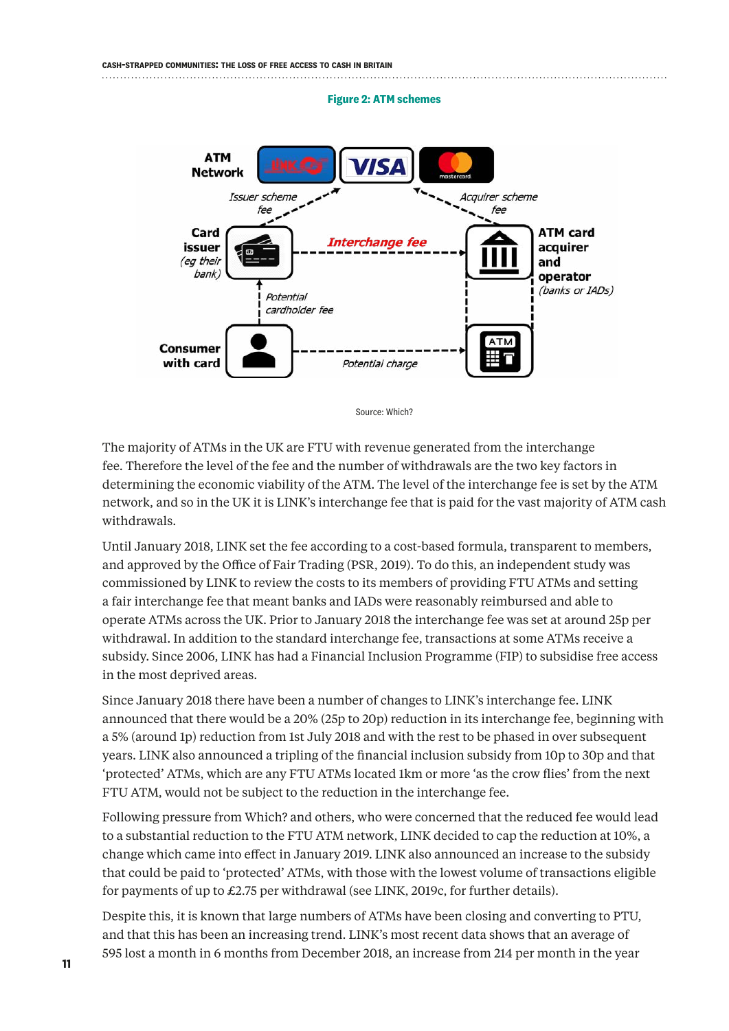**Figure 2: ATM schemes**

ATM Network

Issuer scheme fee

Acquirer scheme fee

Card issuer (eg their bank)

Interchange fee

ATM card acquirer and operator (banks or IADs)

Potential cardholder fee

Consumer with card

Potential charge

Source: Which?

The majority of ATMs in the UK are FTU with revenue generated from the interchange fee. Therefore the level of the fee and the number of withdrawals are the two key factors in determining the economic viability of the ATM. The level of the interchange fee is set by the ATM network, and so in the UK it is LINK's interchange fee that is paid for the vast majority of ATM cash withdrawals.

Until January 2018, LINK set the fee according to a cost-based formula, transparent to members, and approved by the Office of Fair Trading (PSR, 2019). To do this, an independent study was commissioned by LINK to review the costs to its members of providing FTU ATMs and setting a fair interchange fee that meant banks and IADs were reasonably reimbursed and able to operate ATMs across the UK. Prior to January 2018 the interchange fee was set at around 25p per withdrawal. In addition to the standard interchange fee, transactions at some ATMs receive a subsidy. Since 2006, LINK has had a Financial Inclusion Programme (FIP) to subsidise free access in the most deprived areas.

Since January 2018 there have been a number of changes to LINK's interchange fee. LINK announced that there would be a 20% (25p to 20p) reduction in its interchange fee, beginning with a 5% (around 1p) reduction from 1st July 2018 and with the rest to be phased in over subsequent years. LINK also announced a tripling of the financial inclusion subsidy from 10p to 30p and that 'protected' ATMs, which are any FTU ATMs located 1km or more 'as the crow flies' from the next FTU ATM, would not be subject to the reduction in the interchange fee.

Following pressure from Which? and others, who were concerned that the reduced fee would lead to a substantial reduction to the FTU ATM network, LINK decided to cap the reduction at 10%, a change which came into effect in January 2019. LINK also announced an increase to the subsidy that could be paid to 'protected' ATMs, with those with the lowest volume of transactions eligible for payments of up to £2.75 per withdrawal (see LINK, 2019c, for further details).

Despite this, it is known that large numbers of ATMs have been closing and converting to PTU, and that this has been an increasing trend. LINK's most recent data shows that an average of 595 lost a month in 6 months from December 2018, an increase from 214 per month in the year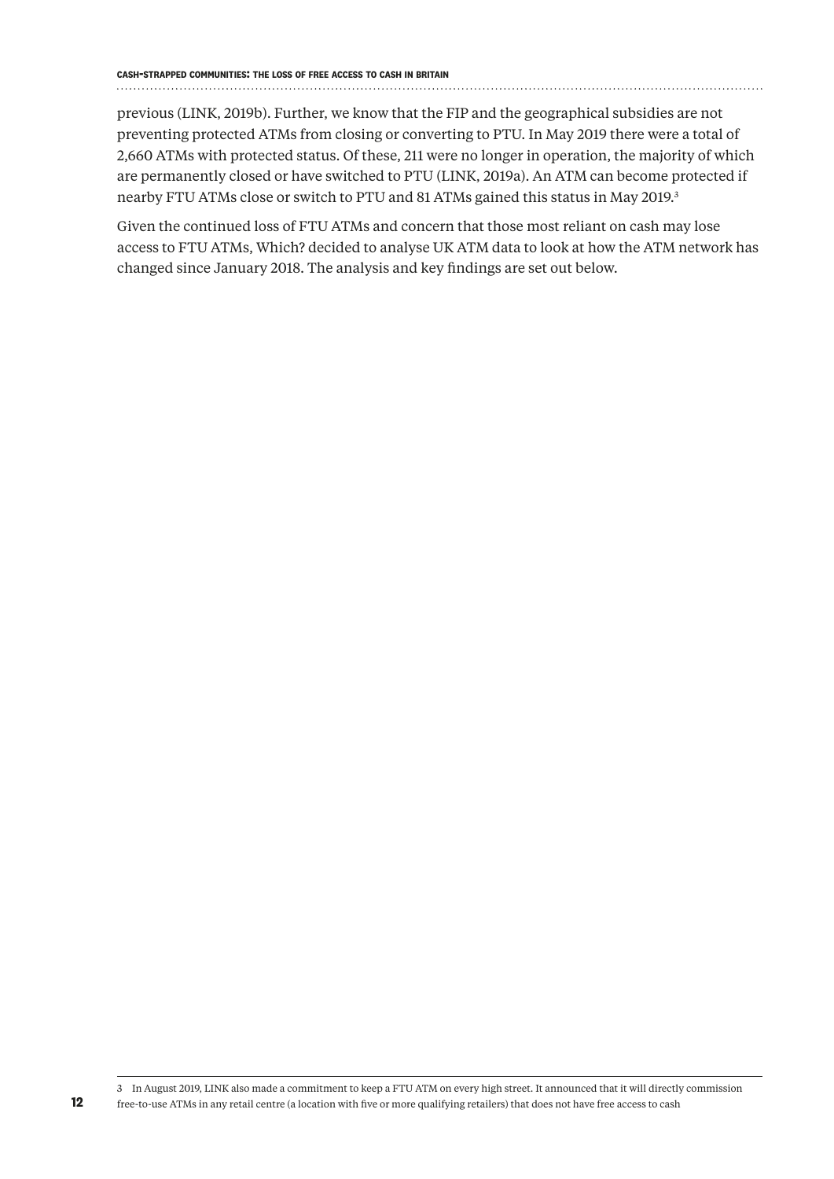previous (LINK, 2019b). Further, we know that the FIP and the geographical subsidies are not preventing protected ATMs from closing or converting to PTU. In May 2019 there were a total of 2,660 ATMs with protected status. Of these, 211 were no longer in operation, the majority of which are permanently closed or have switched to PTU (LINK, 2019a). An ATM can become protected if nearby FTU ATMs close or switch to PTU and 81 ATMs gained this status in May 2019.[3]

Given the continued loss of FTU ATMs and concern that those most reliant on cash may lose access to FTU ATMs, Which? decided to analyse UK ATM data to look at how the ATM network has changed since January 2018. The analysis and key findings are set out below.

---

3 In August 2019, LINK also made a commitment to keep a FTU ATM on every high street. It announced that it will directly commission free-to-use ATMs in any retail centre (a location with five or more qualifying retailers) that does not have free access to cash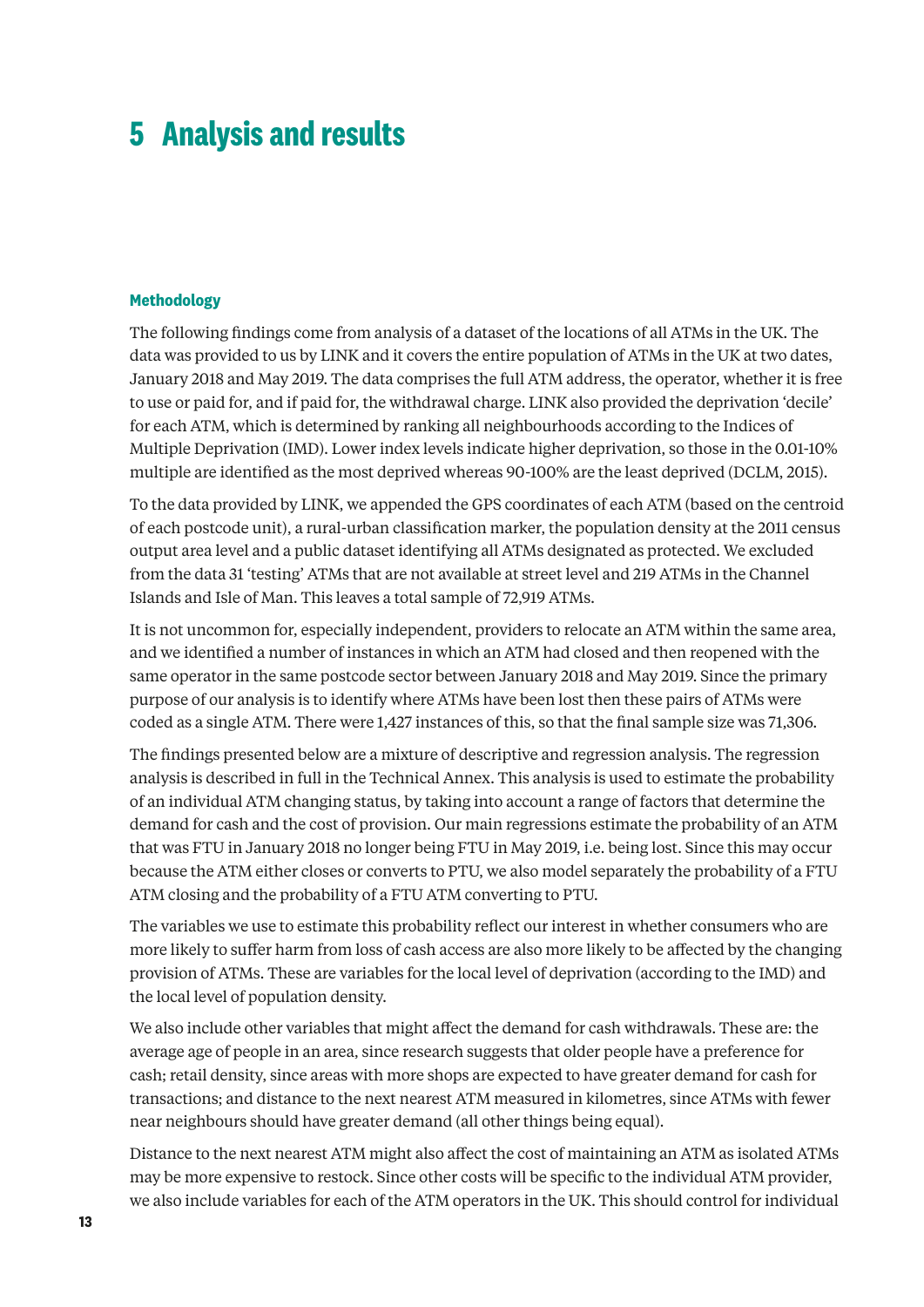# 5 Analysis and results

### Methodology

The following findings come from analysis of a dataset of the locations of all ATMs in the UK. The data was provided to us by LINK and it covers the entire population of ATMs in the UK at two dates, January 2018 and May 2019. The data comprises the full ATM address, the operator, whether it is free to use or paid for, and if paid for, the withdrawal charge. LINK also provided the deprivation 'decile' for each ATM, which is determined by ranking all neighbourhoods according to the Indices of Multiple Deprivation (IMD). Lower index levels indicate higher deprivation, so those in the 0.01-10% multiple are identified as the most deprived whereas 90-100% are the least deprived (DCLM, 2015).

To the data provided by LINK, we appended the GPS coordinates of each ATM (based on the centroid of each postcode unit), a rural-urban classification marker, the population density at the 2011 census output area level and a public dataset identifying all ATMs designated as protected. We excluded from the data 31 'testing' ATMs that are not available at street level and 219 ATMs in the Channel Islands and Isle of Man. This leaves a total sample of 72,919 ATMs.

It is not uncommon for, especially independent, providers to relocate an ATM within the same area, and we identified a number of instances in which an ATM had closed and then reopened with the same operator in the same postcode sector between January 2018 and May 2019. Since the primary purpose of our analysis is to identify where ATMs have been lost then these pairs of ATMs were coded as a single ATM. There were 1,427 instances of this, so that the final sample size was 71,306.

The findings presented below are a mixture of descriptive and regression analysis. The regression analysis is described in full in the Technical Annex. This analysis is used to estimate the probability of an individual ATM changing status, by taking into account a range of factors that determine the demand for cash and the cost of provision. Our main regressions estimate the probability of an ATM that was FTU in January 2018 no longer being FTU in May 2019, i.e. being lost. Since this may occur because the ATM either closes or converts to PTU, we also model separately the probability of a FTU ATM closing and the probability of a FTU ATM converting to PTU.

The variables we use to estimate this probability reflect our interest in whether consumers who are more likely to suffer harm from loss of cash access are also more likely to be affected by the changing provision of ATMs. These are variables for the local level of deprivation (according to the IMD) and the local level of population density.

We also include other variables that might affect the demand for cash withdrawals. These are: the average age of people in an area, since research suggests that older people have a preference for cash; retail density, since areas with more shops are expected to have greater demand for cash for transactions; and distance to the next nearest ATM measured in kilometres, since ATMs with fewer near neighbours should have greater demand (all other things being equal).

Distance to the next nearest ATM might also affect the cost of maintaining an ATM as isolated ATMs may be more expensive to restock. Since other costs will be specific to the individual ATM provider, we also include variables for each of the ATM operators in the UK. This should control for individual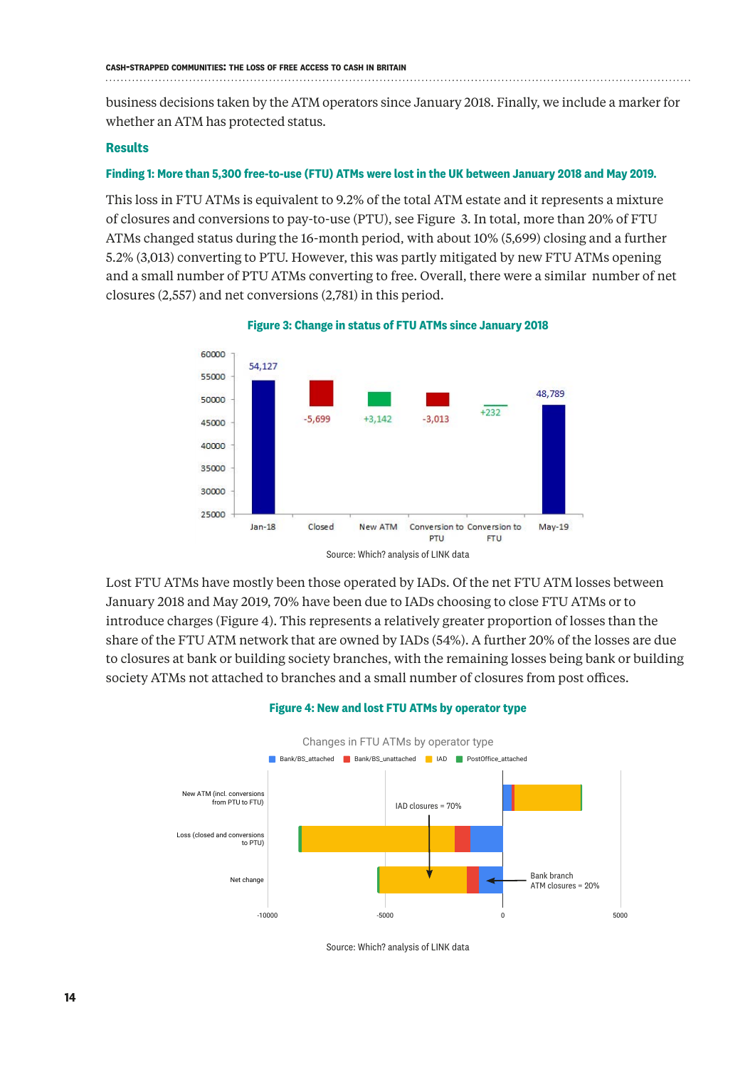business decisions taken by the ATM operators since January 2018. Finally, we include a marker for whether an ATM has protected status.

## Results

### Finding 1: More than 5,300 free-to-use (FTU) ATMs were lost in the UK between January 2018 and May 2019.

This loss in FTU ATMs is equivalent to 9.2% of the total ATM estate and it represents a mixture of closures and conversions to pay-to-use (PTU), see Figure 3. In total, more than 20% of FTU ATMs changed status during the 16-month period, with about 10% (5,699) closing and a further 5.2% (3,013) converting to PTU. However, this was partly mitigated by new FTU ATMs opening and a small number of PTU ATMs converting to free. Overall, there were a similar number of net closures (2,557) and net conversions (2,781) in this period.

**Figure 3: Change in status of FTU ATMs since January 2018**

Source: Which? analysis of LINK data

Lost FTU ATMs have mostly been those operated by IADs. Of the net FTU ATM losses between January 2018 and May 2019, 70% have been due to IADs choosing to close FTU ATMs or to introduce charges (Figure 4). This represents a relatively greater proportion of losses than the share of the FTU ATM network that are owned by IADs (54%). A further 20% of the losses are due to closures at bank or building society branches, with the remaining losses being bank or building society ATMs not attached to branches and a small number of closures from post offices.

**Figure 4: New and lost FTU ATMs by operator type**

Source: Which? analysis of LINK data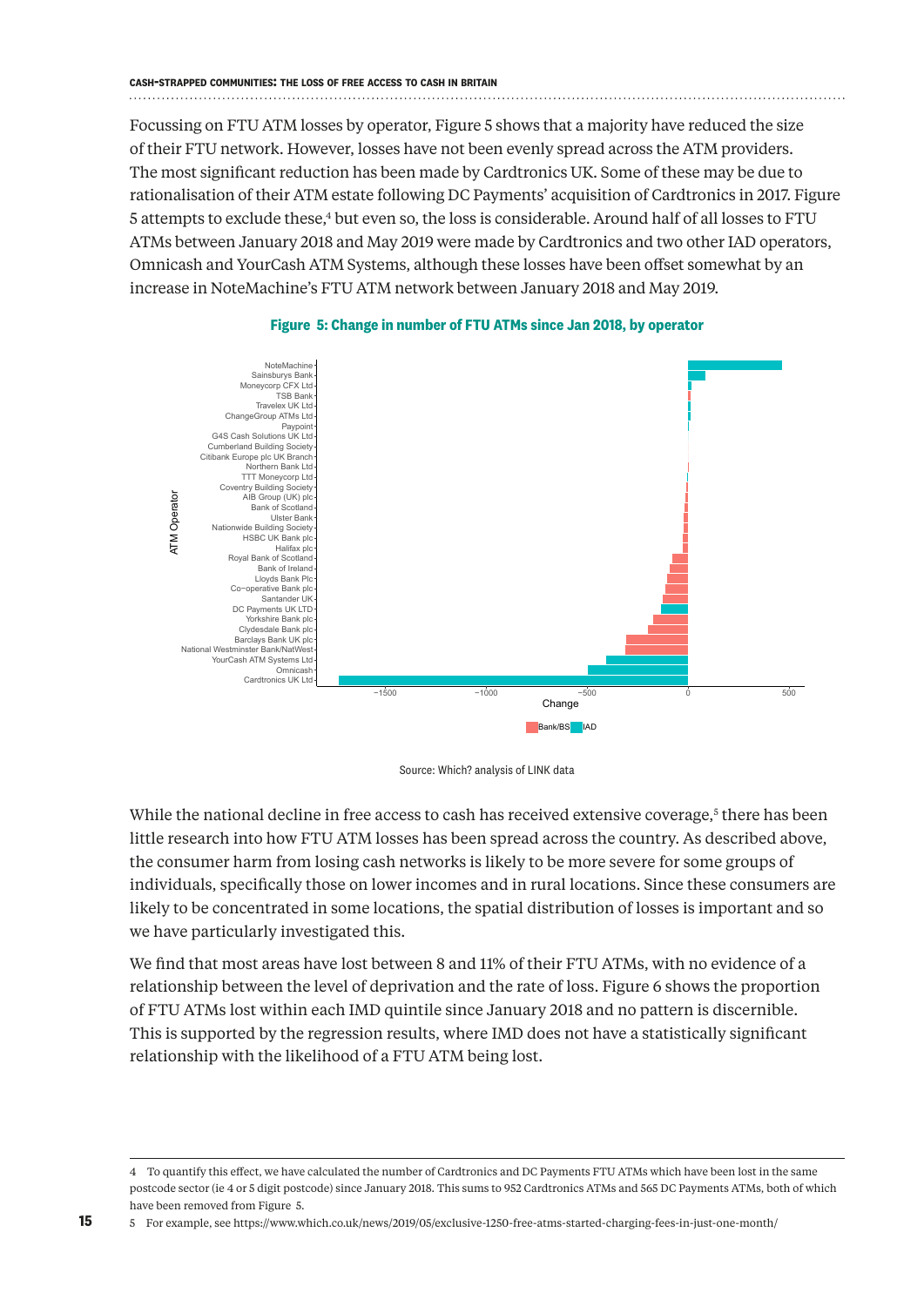Focussing on FTU ATM losses by operator, Figure 5 shows that a majority have reduced the size of their FTU network. However, losses have not been evenly spread across the ATM providers. The most significant reduction has been made by Cardtronics UK. Some of these may be due to rationalisation of their ATM estate following DC Payments' acquisition of Cardtronics in 2017. Figure 5 attempts to exclude these,[4] but even so, the loss is considerable. Around half of all losses to FTU ATMs between January 2018 and May 2019 were made by Cardtronics and two other IAD operators, Omnicash and YourCash ATM Systems, although these losses have been offset somewhat by an increase in NoteMachine's FTU ATM network between January 2018 and May 2019.

**Figure 5: Change in number of FTU ATMs since Jan 2018, by operator**

Source: Which? analysis of LINK data

While the national decline in free access to cash has received extensive coverage,[5] there has been little research into how FTU ATM losses has been spread across the country. As described above, the consumer harm from losing cash networks is likely to be more severe for some groups of individuals, specifically those on lower incomes and in rural locations. Since these consumers are likely to be concentrated in some locations, the spatial distribution of losses is important and so we have particularly investigated this.

We find that most areas have lost between 8 and 11% of their FTU ATMs, with no evidence of a relationship between the level of deprivation and the rate of loss. Figure 6 shows the proportion of FTU ATMs lost within each IMD quintile since January 2018 and no pattern is discernible. This is supported by the regression results, where IMD does not have a statistically significant relationship with the likelihood of a FTU ATM being lost.

---

4 To quantify this effect, we have calculated the number of Cardtronics and DC Payments FTU ATMs which have been lost in the same postcode sector (ie 4 or 5 digit postcode) since January 2018. This sums to 952 Cardtronics ATMs and 565 DC Payments ATMs, both of which have been removed from Figure 5.

5 For example, see https://www.which.co.uk/news/2019/05/exclusive-1250-free-atms-started-charging-fees-in-just-one-month/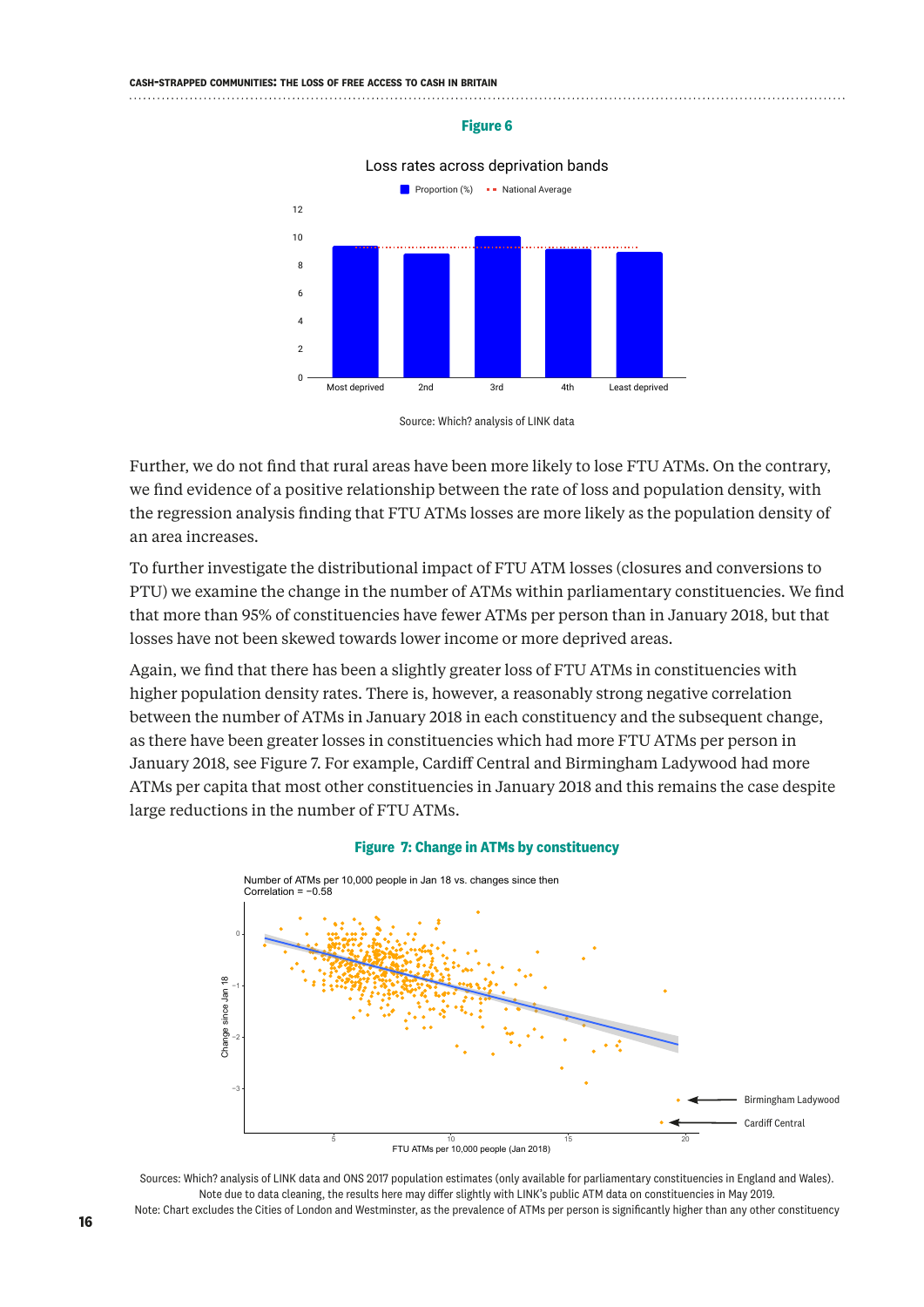**Figure 6**

Loss rates across deprivation bands

Source: Which? analysis of LINK data

Further, we do not find that rural areas have been more likely to lose FTU ATMs. On the contrary, we find evidence of a positive relationship between the rate of loss and population density, with the regression analysis finding that FTU ATMs losses are more likely as the population density of an area increases.

To further investigate the distributional impact of FTU ATM losses (closures and conversions to PTU) we examine the change in the number of ATMs within parliamentary constituencies. We find that more than 95% of constituencies have fewer ATMs per person than in January 2018, but that losses have not been skewed towards lower income or more deprived areas.

Again, we find that there has been a slightly greater loss of FTU ATMs in constituencies with higher population density rates. There is, however, a reasonably strong negative correlation between the number of ATMs in January 2018 in each constituency and the subsequent change, as there have been greater losses in constituencies which had more FTU ATMs per person in January 2018, see Figure 7. For example, Cardiff Central and Birmingham Ladywood had more ATMs per capita that most other constituencies in January 2018 and this remains the case despite large reductions in the number of FTU ATMs.

**Figure 7: Change in ATMs by constituency**

Number of ATMs per 10,000 people in Jan 18 vs. changes since then
Correlation = −0.58

Sources: Which? analysis of LINK data and ONS 2017 population estimates (only available for parliamentary constituencies in England and Wales). Note due to data cleaning, the results here may differ slightly with LINK's public ATM data on constituencies in May 2019.
Note: Chart excludes the Cities of London and Westminster, as the prevalence of ATMs per person is significantly higher than any other constituency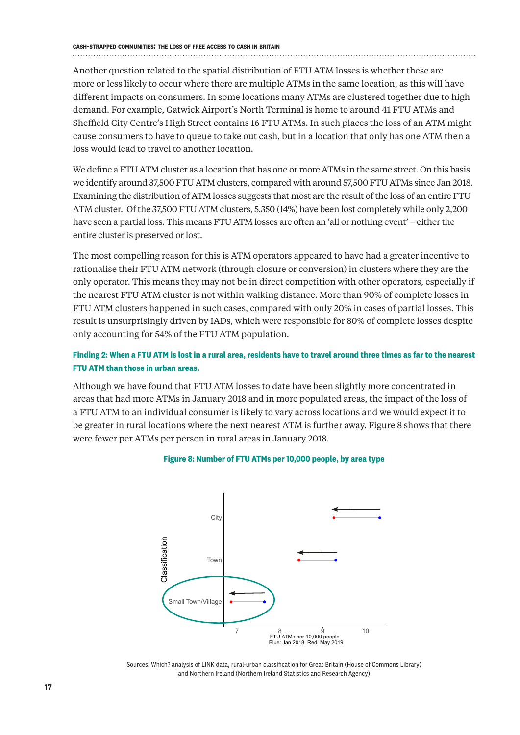Another question related to the spatial distribution of FTU ATM losses is whether these are more or less likely to occur where there are multiple ATMs in the same location, as this will have different impacts on consumers. In some locations many ATMs are clustered together due to high demand. For example, Gatwick Airport's North Terminal is home to around 41 FTU ATMs and Sheffield City Centre's High Street contains 16 FTU ATMs. In such places the loss of an ATM might cause consumers to have to queue to take out cash, but in a location that only has one ATM then a loss would lead to travel to another location.

We define a FTU ATM cluster as a location that has one or more ATMs in the same street. On this basis we identify around 37,500 FTU ATM clusters, compared with around 57,500 FTU ATMs since Jan 2018. Examining the distribution of ATM losses suggests that most are the result of the loss of an entire FTU ATM cluster. Of the 37,500 FTU ATM clusters, 5,350 (14%) have been lost completely while only 2,200 have seen a partial loss. This means FTU ATM losses are often an 'all or nothing event' – either the entire cluster is preserved or lost.

The most compelling reason for this is ATM operators appeared to have had a greater incentive to rationalise their FTU ATM network (through closure or conversion) in clusters where they are the only operator. This means they may not be in direct competition with other operators, especially if the nearest FTU ATM cluster is not within walking distance. More than 90% of complete losses in FTU ATM clusters happened in such cases, compared with only 20% in cases of partial losses. This result is unsurprisingly driven by IADs, which were responsible for 80% of complete losses despite only accounting for 54% of the FTU ATM population.

**Finding 2: When a FTU ATM is lost in a rural area, residents have to travel around three times as far to the nearest FTU ATM than those in urban areas.**

Although we have found that FTU ATM losses to date have been slightly more concentrated in areas that had more ATMs in January 2018 and in more populated areas, the impact of the loss of a FTU ATM to an individual consumer is likely to vary across locations and we would expect it to be greater in rural locations where the next nearest ATM is further away. Figure 8 shows that there were fewer per ATMs per person in rural areas in January 2018.

**Figure 8: Number of FTU ATMs per 10,000 people, by area type**

Sources: Which? analysis of LINK data, rural-urban classification for Great Britain (House of Commons Library) and Northern Ireland (Northern Ireland Statistics and Research Agency)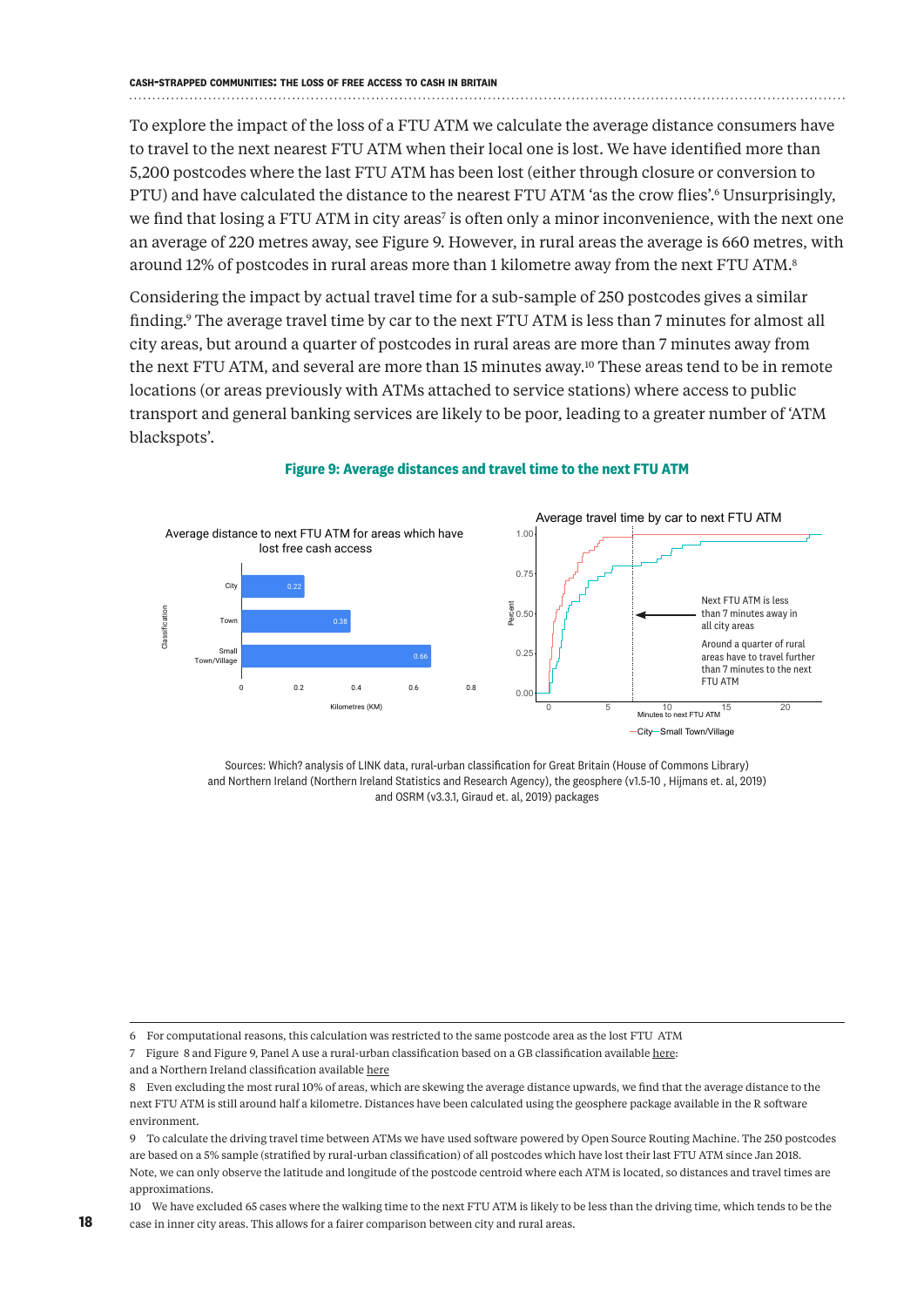To explore the impact of the loss of a FTU ATM we calculate the average distance consumers have to travel to the next nearest FTU ATM when their local one is lost. We have identified more than 5,200 postcodes where the last FTU ATM has been lost (either through closure or conversion to PTU) and have calculated the distance to the nearest FTU ATM 'as the crow flies'.[6] Unsurprisingly, we find that losing a FTU ATM in city areas[7] is often only a minor inconvenience, with the next one an average of 220 metres away, see Figure 9. However, in rural areas the average is 660 metres, with around 12% of postcodes in rural areas more than 1 kilometre away from the next FTU ATM.[8]

Considering the impact by actual travel time for a sub-sample of 250 postcodes gives a similar finding.[9] The average travel time by car to the next FTU ATM is less than 7 minutes for almost all city areas, but around a quarter of postcodes in rural areas are more than 7 minutes away from the next FTU ATM, and several are more than 15 minutes away.[10] These areas tend to be in remote locations (or areas previously with ATMs attached to service stations) where access to public transport and general banking services are likely to be poor, leading to a greater number of 'ATM blackspots'.

**Figure 9: Average distances and travel time to the next FTU ATM**

Average distance to next FTU ATM for areas which have lost free cash access

| Classification | Kilometres (KM) |
|---|---|
| City | 0.22 |
| Town | 0.38 |
| Small Town/Village | 0.66 |

Average travel time by car to next FTU ATM

Next FTU ATM is less than 7 minutes away in all city areas

Around a quarter of rural areas have to travel further than 7 minutes to the next FTU ATM

—City—Small Town/Village

Sources: Which? analysis of LINK data, rural-urban classification for Great Britain (House of Commons Library) and Northern Ireland (Northern Ireland Statistics and Research Agency), the geosphere (v1.5-10 , Hijmans et. al, 2019) and OSRM (v3.3.1, Giraud et. al, 2019) packages

---

6 For computational reasons, this calculation was restricted to the same postcode area as the lost FTU ATM

7 Figure 8 and Figure 9, Panel A use a rural-urban classification based on a GB classification available here: and a Northern Ireland classification available here

8 Even excluding the most rural 10% of areas, which are skewing the average distance upwards, we find that the average distance to the next FTU ATM is still around half a kilometre. Distances have been calculated using the geosphere package available in the R software environment.

9 To calculate the driving travel time between ATMs we have used software powered by Open Source Routing Machine. The 250 postcodes are based on a 5% sample (stratified by rural-urban classification) of all postcodes which have lost their last FTU ATM since Jan 2018. Note, we can only observe the latitude and longitude of the postcode centroid where each ATM is located, so distances and travel times are approximations.

10 We have excluded 65 cases where the walking time to the next FTU ATM is likely to be less than the driving time, which tends to be the case in inner city areas. This allows for a fairer comparison between city and rural areas.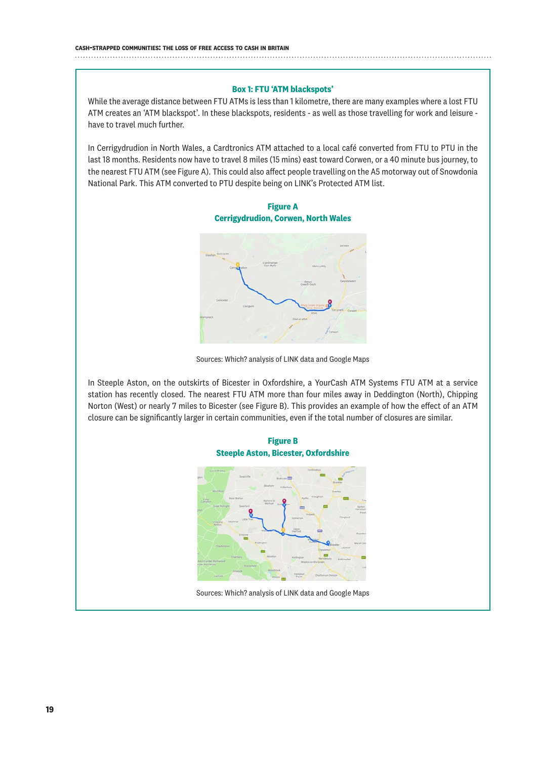### Box 1: FTU 'ATM blackspots'

While the average distance between FTU ATMs is less than 1 kilometre, there are many examples where a lost FTU ATM creates an 'ATM blackspot'. In these blackspots, residents - as well as those travelling for work and leisure - have to travel much further.

In Cerrigydrudion in North Wales, a Cardtronics ATM attached to a local café converted from FTU to PTU in the last 18 months. Residents now have to travel 8 miles (15 mins) east toward Corwen, or a 40 minute bus journey, to the nearest FTU ATM (see Figure A). This could also affect people travelling on the A5 motorway out of Snowdonia National Park. This ATM converted to PTU despite being on LINK's Protected ATM list.

**Figure A**
**Cerrigydrudion, Corwen, North Wales**

Sources: Which? analysis of LINK data and Google Maps

In Steeple Aston, on the outskirts of Bicester in Oxfordshire, a YourCash ATM Systems FTU ATM at a service station has recently closed. The nearest FTU ATM more than four miles away in Deddington (North), Chipping Norton (West) or nearly 7 miles to Bicester (see Figure B). This provides an example of how the effect of an ATM closure can be significantly larger in certain communities, even if the total number of closures are similar.

**Figure B**
**Steeple Aston, Bicester, Oxfordshire**

Sources: Which? analysis of LINK data and Google Maps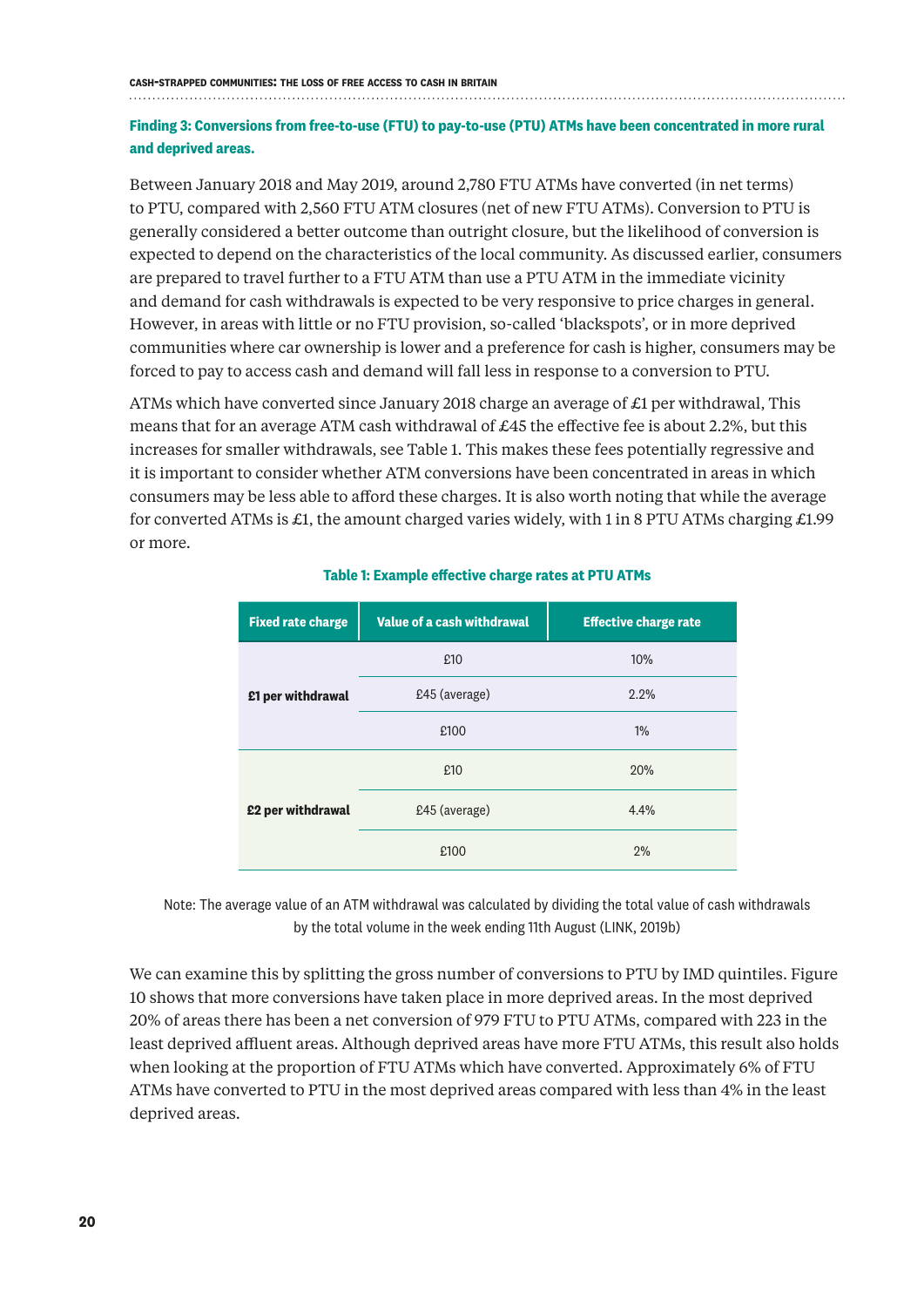### Finding 3: Conversions from free-to-use (FTU) to pay-to-use (PTU) ATMs have been concentrated in more rural and deprived areas.

Between January 2018 and May 2019, around 2,780 FTU ATMs have converted (in net terms) to PTU, compared with 2,560 FTU ATM closures (net of new FTU ATMs). Conversion to PTU is generally considered a better outcome than outright closure, but the likelihood of conversion is expected to depend on the characteristics of the local community. As discussed earlier, consumers are prepared to travel further to a FTU ATM than use a PTU ATM in the immediate vicinity and demand for cash withdrawals is expected to be very responsive to price charges in general. However, in areas with little or no FTU provision, so-called 'blackspots', or in more deprived communities where car ownership is lower and a preference for cash is higher, consumers may be forced to pay to access cash and demand will fall less in response to a conversion to PTU.

ATMs which have converted since January 2018 charge an average of £1 per withdrawal, This means that for an average ATM cash withdrawal of £45 the effective fee is about 2.2%, but this increases for smaller withdrawals, see Table 1. This makes these fees potentially regressive and it is important to consider whether ATM conversions have been concentrated in areas in which consumers may be less able to afford these charges. It is also worth noting that while the average for converted ATMs is £1, the amount charged varies widely, with 1 in 8 PTU ATMs charging £1.99 or more.

**Table 1: Example effective charge rates at PTU ATMs**

| Fixed rate charge | Value of a cash withdrawal | Effective charge rate |
|---|---|---|
| **£1 per withdrawal** | £10 | 10% |
| | £45 (average) | 2.2% |
| | £100 | 1% |
| **£2 per withdrawal** | £10 | 20% |
| | £45 (average) | 4.4% |
| | £100 | 2% |

Note: The average value of an ATM withdrawal was calculated by dividing the total value of cash withdrawals by the total volume in the week ending 11th August (LINK, 2019b)

We can examine this by splitting the gross number of conversions to PTU by IMD quintiles. Figure 10 shows that more conversions have taken place in more deprived areas. In the most deprived 20% of areas there has been a net conversion of 979 FTU to PTU ATMs, compared with 223 in the least deprived affluent areas. Although deprived areas have more FTU ATMs, this result also holds when looking at the proportion of FTU ATMs which have converted. Approximately 6% of FTU ATMs have converted to PTU in the most deprived areas compared with less than 4% in the least deprived areas.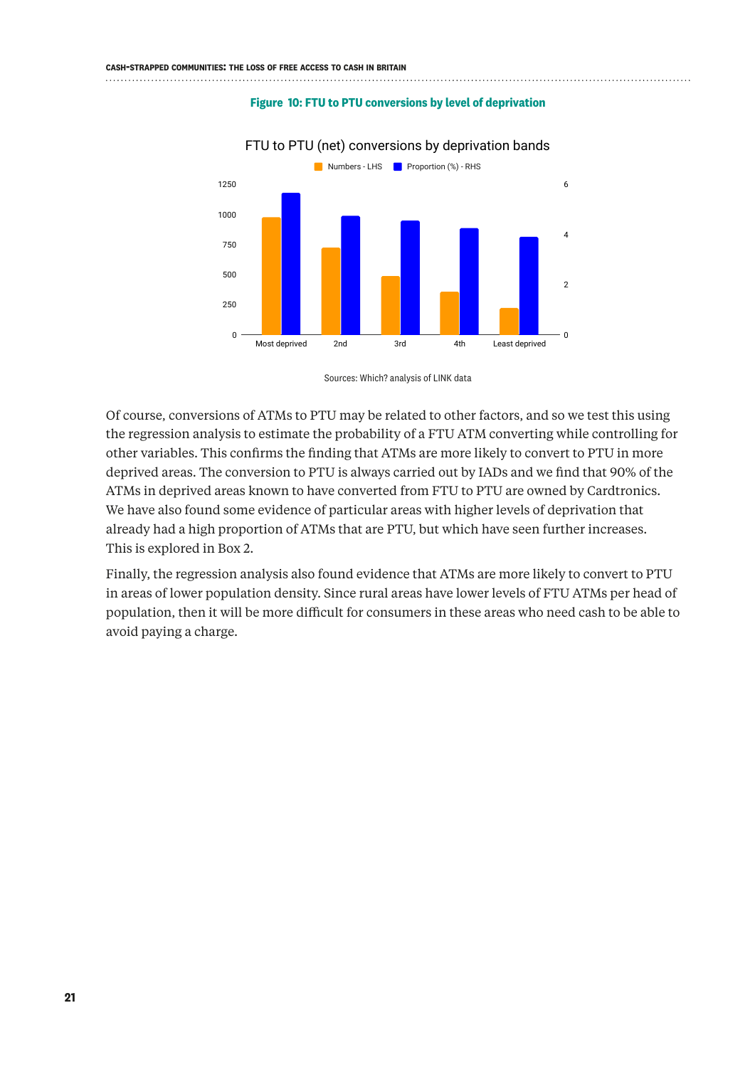**Figure 10: FTU to PTU conversions by level of deprivation**

Sources: Which? analysis of LINK data

Of course, conversions of ATMs to PTU may be related to other factors, and so we test this using the regression analysis to estimate the probability of a FTU ATM converting while controlling for other variables. This confirms the finding that ATMs are more likely to convert to PTU in more deprived areas. The conversion to PTU is always carried out by IADs and we find that 90% of the ATMs in deprived areas known to have converted from FTU to PTU are owned by Cardtronics. We have also found some evidence of particular areas with higher levels of deprivation that already had a high proportion of ATMs that are PTU, but which have seen further increases. This is explored in Box 2.

Finally, the regression analysis also found evidence that ATMs are more likely to convert to PTU in areas of lower population density. Since rural areas have lower levels of FTU ATMs per head of population, then it will be more difficult for consumers in these areas who need cash to be able to avoid paying a charge.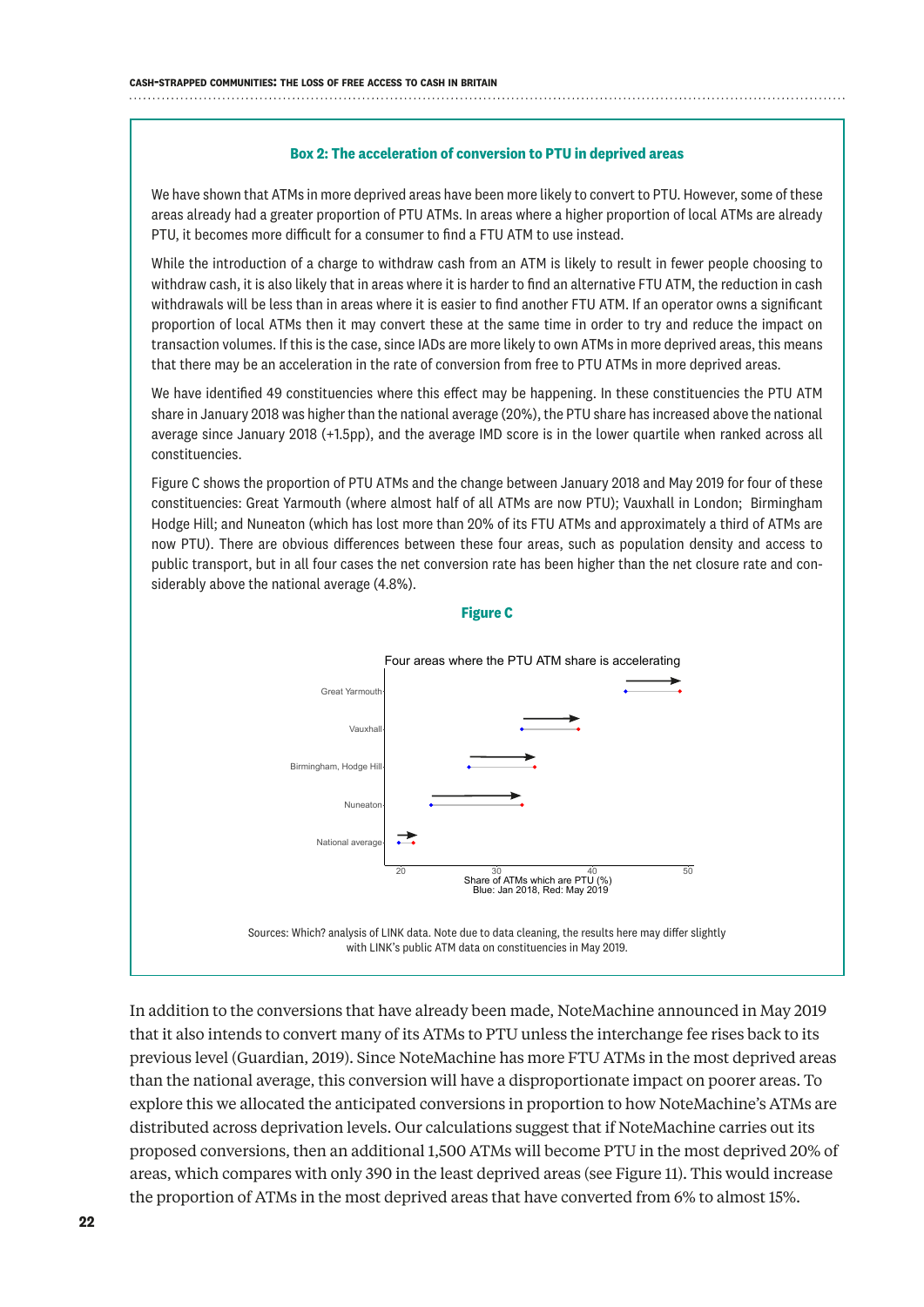### Box 2: The acceleration of conversion to PTU in deprived areas

We have shown that ATMs in more deprived areas have been more likely to convert to PTU. However, some of these areas already had a greater proportion of PTU ATMs. In areas where a higher proportion of local ATMs are already PTU, it becomes more difficult for a consumer to find a FTU ATM to use instead.

While the introduction of a charge to withdraw cash from an ATM is likely to result in fewer people choosing to withdraw cash, it is also likely that in areas where it is harder to find an alternative FTU ATM, the reduction in cash withdrawals will be less than in areas where it is easier to find another FTU ATM. If an operator owns a significant proportion of local ATMs then it may convert these at the same time in order to try and reduce the impact on transaction volumes. If this is the case, since IADs are more likely to own ATMs in more deprived areas, this means that there may be an acceleration in the rate of conversion from free to PTU ATMs in more deprived areas.

We have identified 49 constituencies where this effect may be happening. In these constituencies the PTU ATM share in January 2018 was higher than the national average (20%), the PTU share has increased above the national average since January 2018 (+1.5pp), and the average IMD score is in the lower quartile when ranked across all constituencies.

Figure C shows the proportion of PTU ATMs and the change between January 2018 and May 2019 for four of these constituencies: Great Yarmouth (where almost half of all ATMs are now PTU); Vauxhall in London; Birmingham Hodge Hill; and Nuneaton (which has lost more than 20% of its FTU ATMs and approximately a third of ATMs are now PTU). There are obvious differences between these four areas, such as population density and access to public transport, but in all four cases the net conversion rate has been higher than the net closure rate and considerably above the national average (4.8%).

**Figure C**

Four areas where the PTU ATM share is accelerating

Great Yarmouth, Vauxhall, Birmingham, Hodge Hill, Nuneaton, National average

Share of ATMs which are PTU (%)
Blue: Jan 2018, Red: May 2019

Sources: Which? analysis of LINK data. Note due to data cleaning, the results here may differ slightly with LINK's public ATM data on constituencies in May 2019.

In addition to the conversions that have already been made, NoteMachine announced in May 2019 that it also intends to convert many of its ATMs to PTU unless the interchange fee rises back to its previous level (Guardian, 2019). Since NoteMachine has more FTU ATMs in the most deprived areas than the national average, this conversion will have a disproportionate impact on poorer areas. To explore this we allocated the anticipated conversions in proportion to how NoteMachine's ATMs are distributed across deprivation levels. Our calculations suggest that if NoteMachine carries out its proposed conversions, then an additional 1,500 ATMs will become PTU in the most deprived 20% of areas, which compares with only 390 in the least deprived areas (see Figure 11). This would increase the proportion of ATMs in the most deprived areas that have converted from 6% to almost 15%.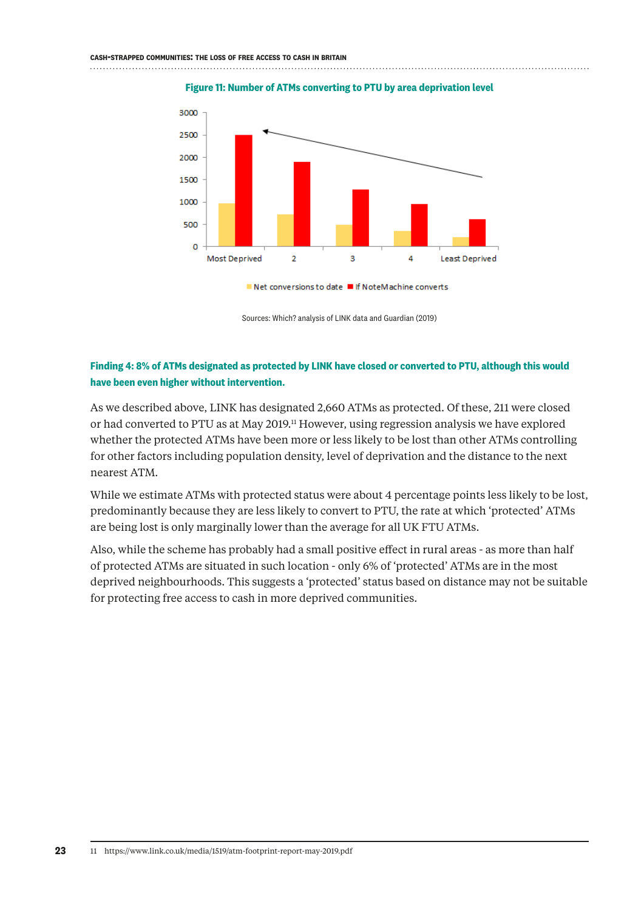**Figure 11: Number of ATMs converting to PTU by area deprivation level**

Net conversions to date / If NoteMachine converts

Sources: Which? analysis of LINK data and Guardian (2019)

### Finding 4: 8% of ATMs designated as protected by LINK have closed or converted to PTU, although this would have been even higher without intervention.

As we described above, LINK has designated 2,660 ATMs as protected. Of these, 211 were closed or had converted to PTU as at May 2019.[11] However, using regression analysis we have explored whether the protected ATMs have been more or less likely to be lost than other ATMs controlling for other factors including population density, level of deprivation and the distance to the next nearest ATM.

While we estimate ATMs with protected status were about 4 percentage points less likely to be lost, predominantly because they are less likely to convert to PTU, the rate at which 'protected' ATMs are being lost is only marginally lower than the average for all UK FTU ATMs.

Also, while the scheme has probably had a small positive effect in rural areas - as more than half of protected ATMs are situated in such location - only 6% of 'protected' ATMs are in the most deprived neighbourhoods. This suggests a 'protected' status based on distance may not be suitable for protecting free access to cash in more deprived communities.

11 https://www.link.co.uk/media/1519/atm-footprint-report-may-2019.pdf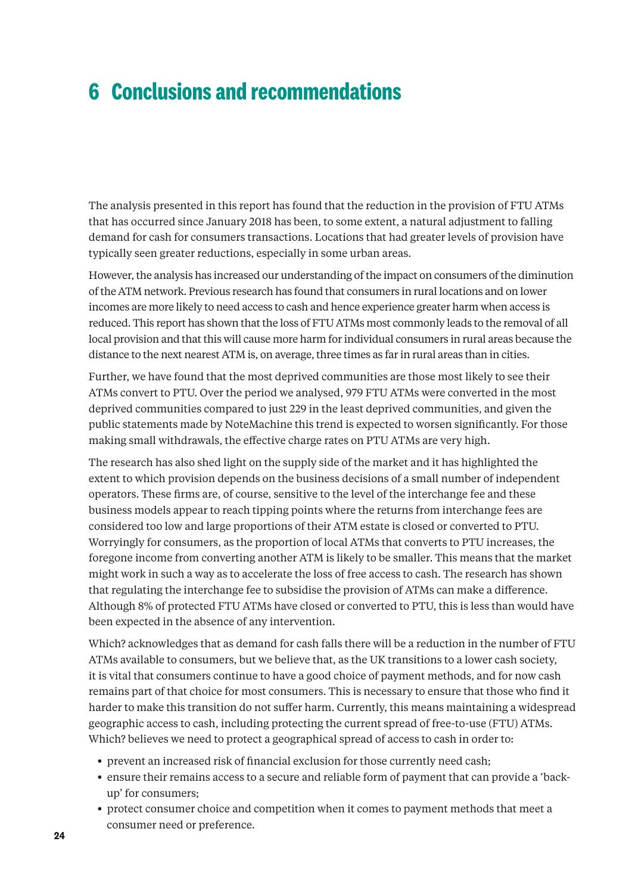# 6 Conclusions and recommendations

The analysis presented in this report has found that the reduction in the provision of FTU ATMs that has occurred since January 2018 has been, to some extent, a natural adjustment to falling demand for cash for consumers transactions. Locations that had greater levels of provision have typically seen greater reductions, especially in some urban areas.

However, the analysis has increased our understanding of the impact on consumers of the diminution of the ATM network. Previous research has found that consumers in rural locations and on lower incomes are more likely to need access to cash and hence experience greater harm when access is reduced. This report has shown that the loss of FTU ATMs most commonly leads to the removal of all local provision and that this will cause more harm for individual consumers in rural areas because the distance to the next nearest ATM is, on average, three times as far in rural areas than in cities.

Further, we have found that the most deprived communities are those most likely to see their ATMs convert to PTU. Over the period we analysed, 979 FTU ATMs were converted in the most deprived communities compared to just 229 in the least deprived communities, and given the public statements made by NoteMachine this trend is expected to worsen significantly. For those making small withdrawals, the effective charge rates on PTU ATMs are very high.

The research has also shed light on the supply side of the market and it has highlighted the extent to which provision depends on the business decisions of a small number of independent operators. These firms are, of course, sensitive to the level of the interchange fee and these business models appear to reach tipping points where the returns from interchange fees are considered too low and large proportions of their ATM estate is closed or converted to PTU. Worryingly for consumers, as the proportion of local ATMs that converts to PTU increases, the foregone income from converting another ATM is likely to be smaller. This means that the market might work in such a way as to accelerate the loss of free access to cash. The research has shown that regulating the interchange fee to subsidise the provision of ATMs can make a difference. Although 8% of protected FTU ATMs have closed or converted to PTU, this is less than would have been expected in the absence of any intervention.

Which? acknowledges that as demand for cash falls there will be a reduction in the number of FTU ATMs available to consumers, but we believe that, as the UK transitions to a lower cash society, it is vital that consumers continue to have a good choice of payment methods, and for now cash remains part of that choice for most consumers. This is necessary to ensure that those who find it harder to make this transition do not suffer harm. Currently, this means maintaining a widespread geographic access to cash, including protecting the current spread of free-to-use (FTU) ATMs. Which? believes we need to protect a geographical spread of access to cash in order to:

- prevent an increased risk of financial exclusion for those currently need cash;
- ensure their remains access to a secure and reliable form of payment that can provide a 'back-up' for consumers;
- protect consumer choice and competition when it comes to payment methods that meet a consumer need or preference.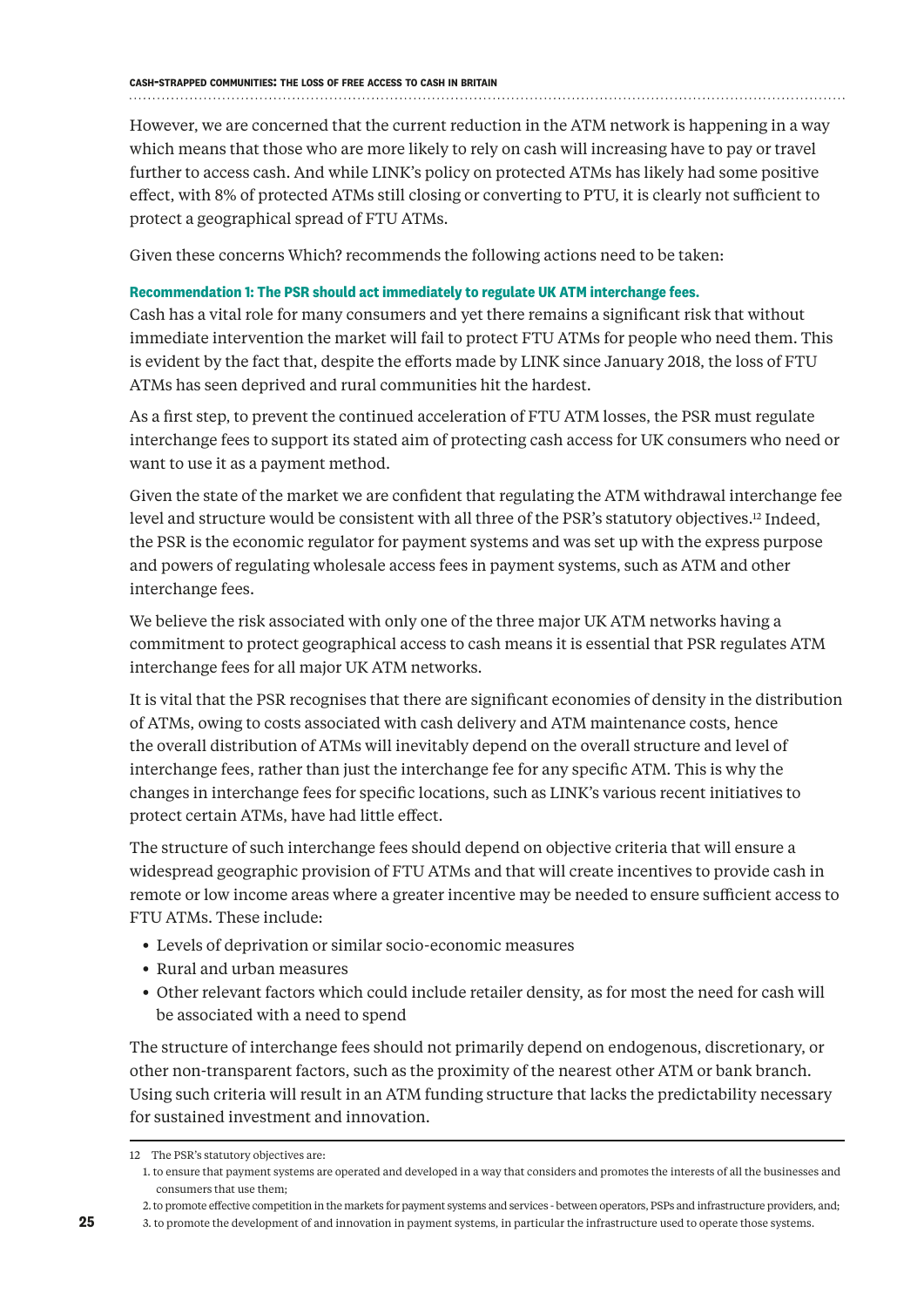However, we are concerned that the current reduction in the ATM network is happening in a way which means that those who are more likely to rely on cash will increasing have to pay or travel further to access cash. And while LINK's policy on protected ATMs has likely had some positive effect, with 8% of protected ATMs still closing or converting to PTU, it is clearly not sufficient to protect a geographical spread of FTU ATMs.

Given these concerns Which? recommends the following actions need to be taken:

**Recommendation 1: The PSR should act immediately to regulate UK ATM interchange fees.**

Cash has a vital role for many consumers and yet there remains a significant risk that without immediate intervention the market will fail to protect FTU ATMs for people who need them. This is evident by the fact that, despite the efforts made by LINK since January 2018, the loss of FTU ATMs has seen deprived and rural communities hit the hardest.

As a first step, to prevent the continued acceleration of FTU ATM losses, the PSR must regulate interchange fees to support its stated aim of protecting cash access for UK consumers who need or want to use it as a payment method.

Given the state of the market we are confident that regulating the ATM withdrawal interchange fee level and structure would be consistent with all three of the PSR's statutory objectives.[12] Indeed, the PSR is the economic regulator for payment systems and was set up with the express purpose and powers of regulating wholesale access fees in payment systems, such as ATM and other interchange fees.

We believe the risk associated with only one of the three major UK ATM networks having a commitment to protect geographical access to cash means it is essential that PSR regulates ATM interchange fees for all major UK ATM networks.

It is vital that the PSR recognises that there are significant economies of density in the distribution of ATMs, owing to costs associated with cash delivery and ATM maintenance costs, hence the overall distribution of ATMs will inevitably depend on the overall structure and level of interchange fees, rather than just the interchange fee for any specific ATM. This is why the changes in interchange fees for specific locations, such as LINK's various recent initiatives to protect certain ATMs, have had little effect.

The structure of such interchange fees should depend on objective criteria that will ensure a widespread geographic provision of FTU ATMs and that will create incentives to provide cash in remote or low income areas where a greater incentive may be needed to ensure sufficient access to FTU ATMs. These include:

- Levels of deprivation or similar socio-economic measures
- Rural and urban measures
- Other relevant factors which could include retailer density, as for most the need for cash will be associated with a need to spend

The structure of interchange fees should not primarily depend on endogenous, discretionary, or other non-transparent factors, such as the proximity of the nearest other ATM or bank branch. Using such criteria will result in an ATM funding structure that lacks the predictability necessary for sustained investment and innovation.

---

12 The PSR's statutory objectives are:

1. to ensure that payment systems are operated and developed in a way that considers and promotes the interests of all the businesses and consumers that use them;
2. to promote effective competition in the markets for payment systems and services - between operators, PSPs and infrastructure providers, and;
3. to promote the development of and innovation in payment systems, in particular the infrastructure used to operate those systems.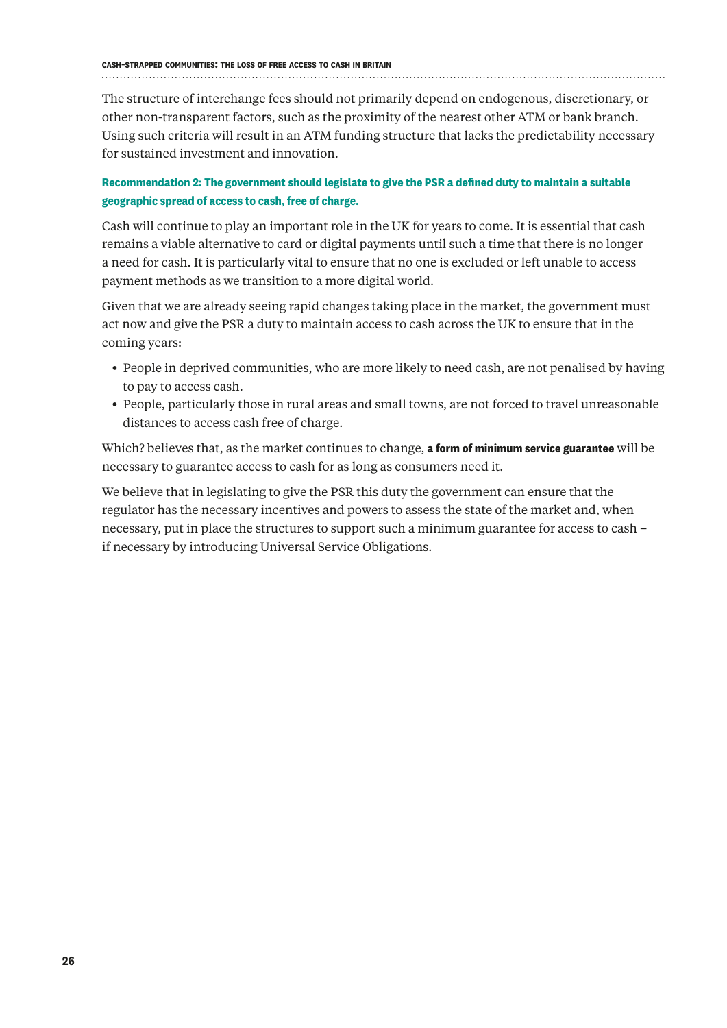The structure of interchange fees should not primarily depend on endogenous, discretionary, or other non-transparent factors, such as the proximity of the nearest other ATM or bank branch. Using such criteria will result in an ATM funding structure that lacks the predictability necessary for sustained investment and innovation.

**Recommendation 2: The government should legislate to give the PSR a defined duty to maintain a suitable geographic spread of access to cash, free of charge.**

Cash will continue to play an important role in the UK for years to come. It is essential that cash remains a viable alternative to card or digital payments until such a time that there is no longer a need for cash. It is particularly vital to ensure that no one is excluded or left unable to access payment methods as we transition to a more digital world.

Given that we are already seeing rapid changes taking place in the market, the government must act now and give the PSR a duty to maintain access to cash across the UK to ensure that in the coming years:

- People in deprived communities, who are more likely to need cash, are not penalised by having to pay to access cash.
- People, particularly those in rural areas and small towns, are not forced to travel unreasonable distances to access cash free of charge.

Which? believes that, as the market continues to change, **a form of minimum service guarantee** will be necessary to guarantee access to cash for as long as consumers need it.

We believe that in legislating to give the PSR this duty the government can ensure that the regulator has the necessary incentives and powers to assess the state of the market and, when necessary, put in place the structures to support such a minimum guarantee for access to cash – if necessary by introducing Universal Service Obligations.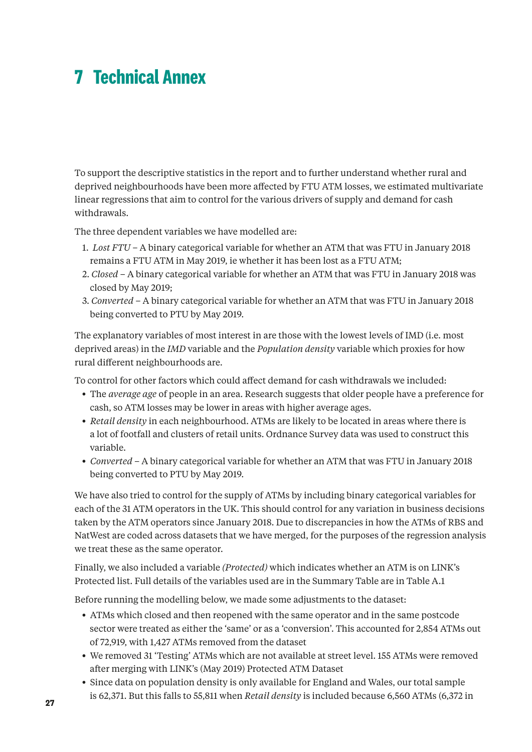# 7 Technical Annex

To support the descriptive statistics in the report and to further understand whether rural and deprived neighbourhoods have been more affected by FTU ATM losses, we estimated multivariate linear regressions that aim to control for the various drivers of supply and demand for cash withdrawals.

The three dependent variables we have modelled are:

1. *Lost FTU* – A binary categorical variable for whether an ATM that was FTU in January 2018 remains a FTU ATM in May 2019, ie whether it has been lost as a FTU ATM;
2. *Closed* – A binary categorical variable for whether an ATM that was FTU in January 2018 was closed by May 2019;
3. *Converted* – A binary categorical variable for whether an ATM that was FTU in January 2018 being converted to PTU by May 2019.

The explanatory variables of most interest in are those with the lowest levels of IMD (i.e. most deprived areas) in the *IMD* variable and the *Population density* variable which proxies for how rural different neighbourhoods are.

To control for other factors which could affect demand for cash withdrawals we included:

- The *average age* of people in an area. Research suggests that older people have a preference for cash, so ATM losses may be lower in areas with higher average ages.
- *Retail density* in each neighbourhood. ATMs are likely to be located in areas where there is a lot of footfall and clusters of retail units. Ordnance Survey data was used to construct this variable.
- *Converted* – A binary categorical variable for whether an ATM that was FTU in January 2018 being converted to PTU by May 2019.

We have also tried to control for the supply of ATMs by including binary categorical variables for each of the 31 ATM operators in the UK. This should control for any variation in business decisions taken by the ATM operators since January 2018. Due to discrepancies in how the ATMs of RBS and NatWest are coded across datasets that we have merged, for the purposes of the regression analysis we treat these as the same operator.

Finally, we also included a variable *(Protected)* which indicates whether an ATM is on LINK's Protected list. Full details of the variables used are in the Summary Table are in Table A.1

Before running the modelling below, we made some adjustments to the dataset:

- ATMs which closed and then reopened with the same operator and in the same postcode sector were treated as either the 'same' or as a 'conversion'. This accounted for 2,854 ATMs out of 72,919, with 1,427 ATMs removed from the dataset
- We removed 31 'Testing' ATMs which are not available at street level. 155 ATMs were removed after merging with LINK's (May 2019) Protected ATM Dataset
- Since data on population density is only available for England and Wales, our total sample is 62,371. But this falls to 55,811 when *Retail density* is included because 6,560 ATMs (6,372 in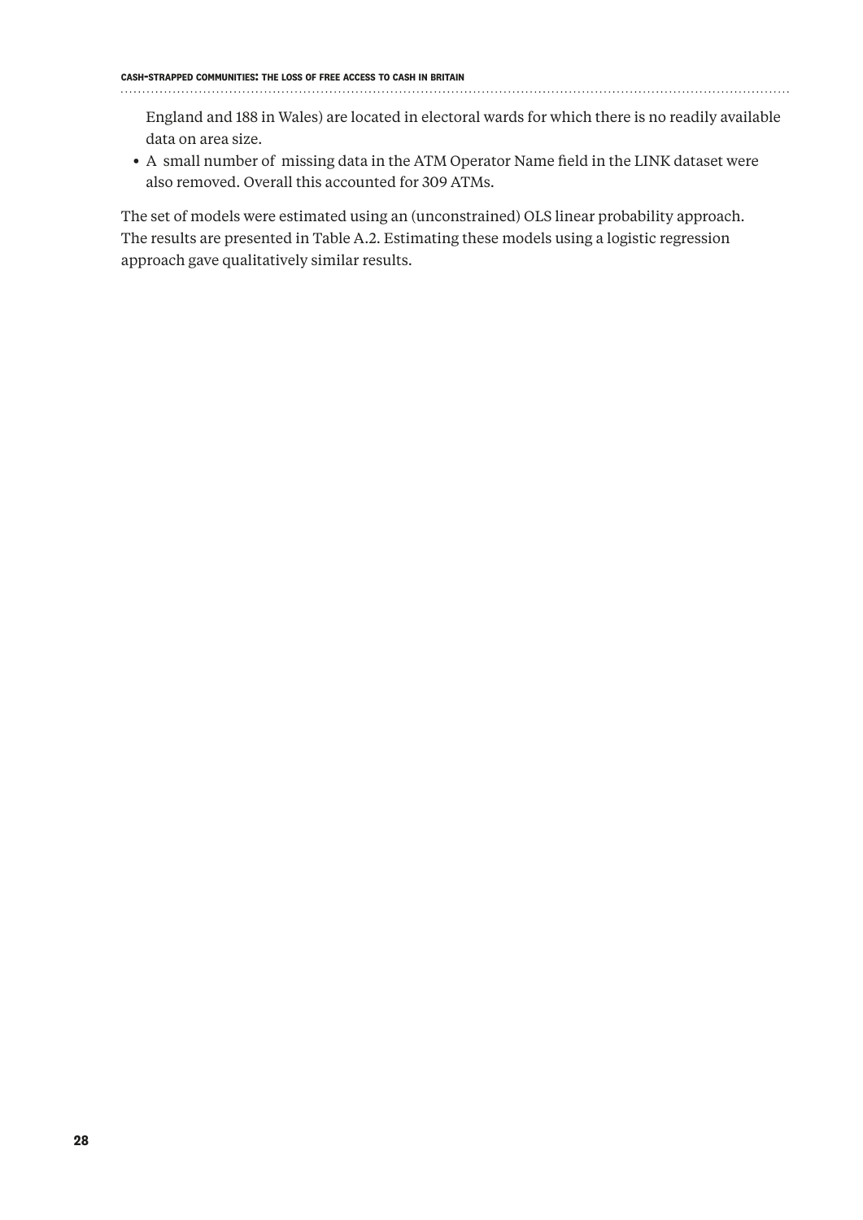England and 188 in Wales) are located in electoral wards for which there is no readily available data on area size.

- A small number of missing data in the ATM Operator Name field in the LINK dataset were also removed. Overall this accounted for 309 ATMs.

The set of models were estimated using an (unconstrained) OLS linear probability approach. The results are presented in Table A.2. Estimating these models using a logistic regression approach gave qualitatively similar results.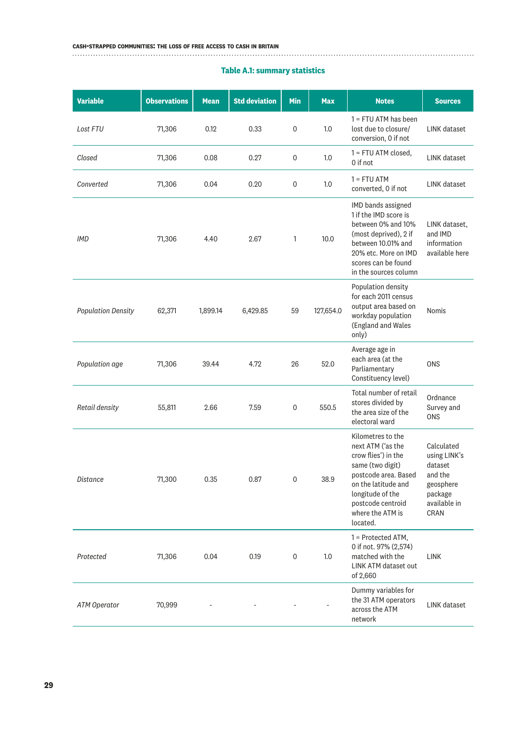**Table A.1: summary statistics**

| Variable | Observations | Mean | Std deviation | Min | Max | Notes | Sources |
|---|---|---|---|---|---|---|---|
| *Lost FTU* | 71,306 | 0.12 | 0.33 | 0 | 1.0 | 1 = FTU ATM has been lost due to closure/ conversion, 0 if not | LINK dataset |
| *Closed* | 71,306 | 0.08 | 0.27 | 0 | 1.0 | 1 = FTU ATM closed, 0 if not | LINK dataset |
| *Converted* | 71,306 | 0.04 | 0.20 | 0 | 1.0 | 1 = FTU ATM converted, 0 if not | LINK dataset |
| *IMD* | 71,306 | 4.40 | 2.67 | 1 | 10.0 | IMD bands assigned 1 if the IMD score is between 0% and 10% (most deprived), 2 if between 10.01% and 20% etc. More on IMD scores can be found in the sources column | LINK dataset, and IMD information available here |
| *Population Density* | 62,371 | 1,899.14 | 6,429.85 | 59 | 127,654.0 | Population density for each 2011 census output area based on workday population (England and Wales only) | Nomis |
| *Population age* | 71,306 | 39.44 | 4.72 | 26 | 52.0 | Average age in each area (at the Parliamentary Constituency level) | ONS |
| *Retail density* | 55,811 | 2.66 | 7.59 | 0 | 550.5 | Total number of retail stores divided by the area size of the electoral ward | Ordnance Survey and ONS |
| *Distance* | 71,300 | 0.35 | 0.87 | 0 | 38.9 | Kilometres to the next ATM ('as the crow flies') in the same (two digit) postcode area. Based on the latitude and longitude of the postcode centroid where the ATM is located. | Calculated using LINK's dataset and the geosphere package available in CRAN |
| *Protected* | 71,306 | 0.04 | 0.19 | 0 | 1.0 | 1 = Protected ATM, 0 if not. 97% (2,574) matched with the LINK ATM dataset out of 2,660 | LINK |
| *ATM Operator* | 70,999 | - | - | - | - | Dummy variables for the 31 ATM operators across the ATM network | LINK dataset |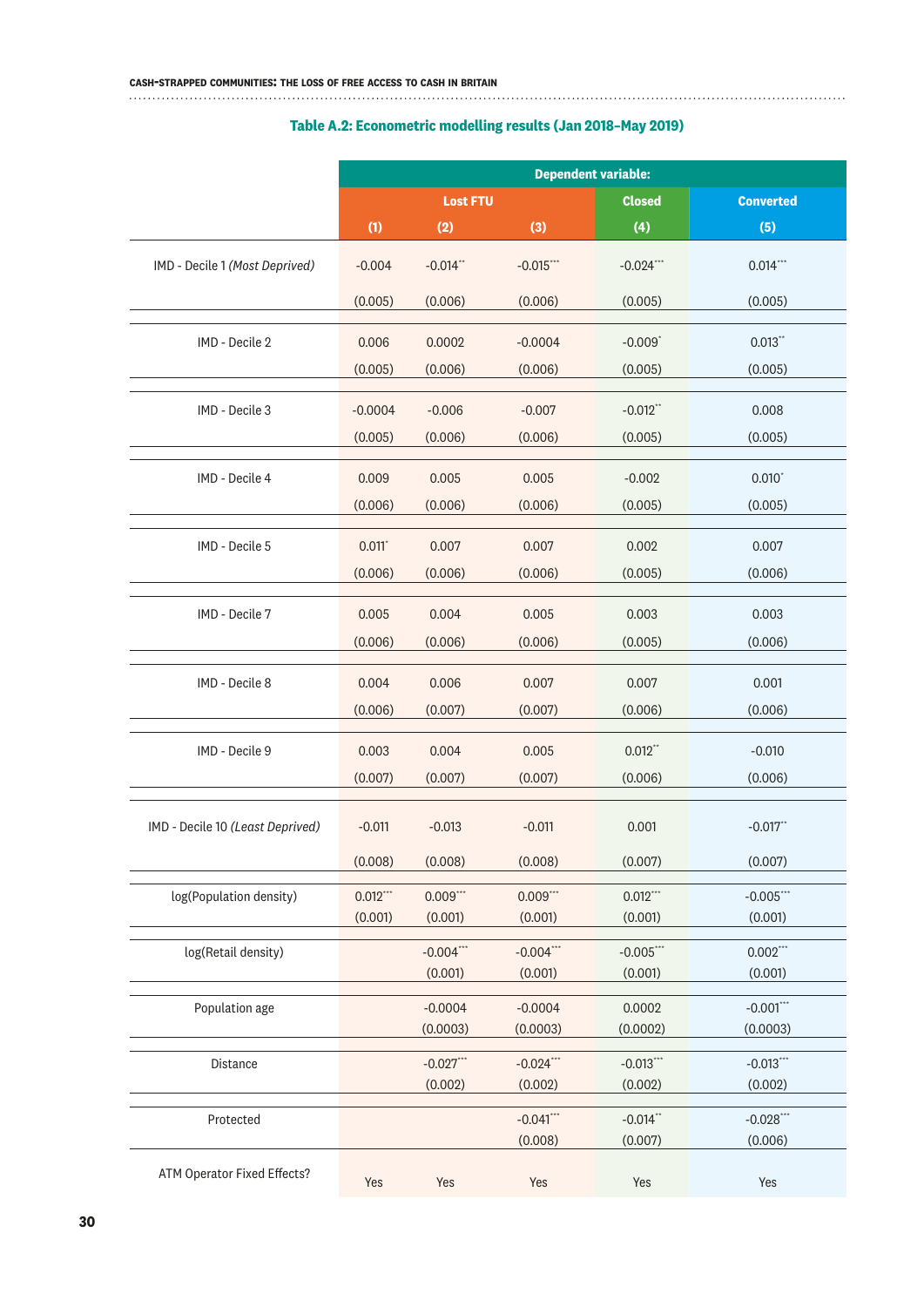### Table A.2: Econometric modelling results (Jan 2018–May 2019)

| | Dependent variable: | | | | |
|---|---|---|---|---|---|
| | Lost FTU | | | Closed | Converted |
| | (1) | (2) | (3) | (4) | (5) |
| IMD - Decile 1 *(Most Deprived)* | -0.004 | -0.014** | -0.015*** | -0.024*** | 0.014*** |
| | (0.005) | (0.006) | (0.006) | (0.005) | (0.005) |
| IMD - Decile 2 | 0.006 | 0.0002 | -0.0004 | -0.009* | 0.013** |
| | (0.005) | (0.006) | (0.006) | (0.005) | (0.005) |
| IMD - Decile 3 | -0.0004 | -0.006 | -0.007 | -0.012** | 0.008 |
| | (0.005) | (0.006) | (0.006) | (0.005) | (0.005) |
| IMD - Decile 4 | 0.009 | 0.005 | 0.005 | -0.002 | 0.010* |
| | (0.006) | (0.006) | (0.006) | (0.005) | (0.005) |
| IMD - Decile 5 | 0.011* | 0.007 | 0.007 | 0.002 | 0.007 |
| | (0.006) | (0.006) | (0.006) | (0.005) | (0.006) |
| IMD - Decile 7 | 0.005 | 0.004 | 0.005 | 0.003 | 0.003 |
| | (0.006) | (0.006) | (0.006) | (0.005) | (0.006) |
| IMD - Decile 8 | 0.004 | 0.006 | 0.007 | 0.007 | 0.001 |
| | (0.006) | (0.007) | (0.007) | (0.006) | (0.006) |
| IMD - Decile 9 | 0.003 | 0.004 | 0.005 | 0.012** | -0.010 |
| | (0.007) | (0.007) | (0.007) | (0.006) | (0.006) |
| IMD - Decile 10 *(Least Deprived)* | -0.011 | -0.013 | -0.011 | 0.001 | -0.017** |
| | (0.008) | (0.008) | (0.008) | (0.007) | (0.007) |
| log(Population density) | 0.012*** | 0.009*** | 0.009*** | 0.012*** | -0.005*** |
| | (0.001) | (0.001) | (0.001) | (0.001) | (0.001) |
| log(Retail density) | | -0.004*** | -0.004*** | -0.005*** | 0.002*** |
| | | (0.001) | (0.001) | (0.001) | (0.001) |
| Population age | | -0.0004 | -0.0004 | 0.0002 | -0.001*** |
| | | (0.0003) | (0.0003) | (0.0002) | (0.0003) |
| Distance | | -0.027*** | -0.024*** | -0.013*** | -0.013*** |
| | | (0.002) | (0.002) | (0.002) | (0.002) |
| Protected | | | -0.041*** | -0.014** | -0.028*** |
| | | | (0.008) | (0.007) | (0.006) |
| ATM Operator Fixed Effects? | Yes | Yes | Yes | Yes | Yes |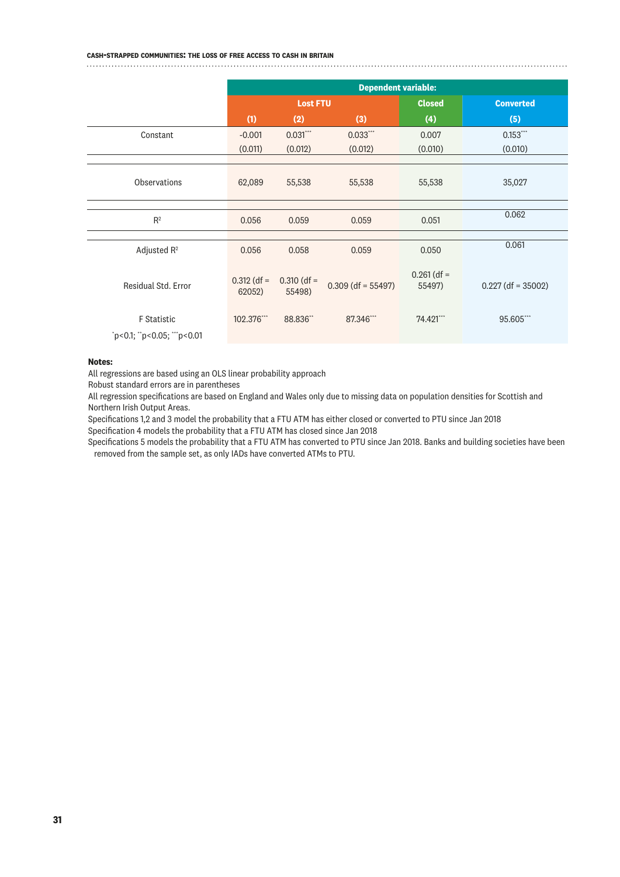| | Dependent variable: | | | | |
|---|---|---|---|---|---|
| | Lost FTU | | | Closed | Converted |
| | (1) | (2) | (3) | (4) | (5) |
| Constant | -0.001 | 0.031*** | 0.033*** | 0.007 | 0.153*** |
| | (0.011) | (0.012) | (0.012) | (0.010) | (0.010) |
| Observations | 62,089 | 55,538 | 55,538 | 55,538 | 35,027 |
| $R^2$ | 0.056 | 0.059 | 0.059 | 0.051 | 0.062 |
| Adjusted $R^2$ | 0.056 | 0.058 | 0.059 | 0.050 | 0.061 |
| Residual Std. Error | 0.312 (df = 62052) | 0.310 (df = 55498) | 0.309 (df = 55497) | 0.261 (df = 55497) | 0.227 (df = 35002) |
| F Statistic | 102.376*** | 88.836** | 87.346*** | 74.421*** | 95.605*** |

*p<0.1; **p<0.05; ***p<0.01

**Notes:**

All regressions are based using an OLS linear probability approach

Robust standard errors are in parentheses

All regression specifications are based on England and Wales only due to missing data on population densities for Scottish and Northern Irish Output Areas.

Specifications 1,2 and 3 model the probability that a FTU ATM has either closed or converted to PTU since Jan 2018

Specification 4 models the probability that a FTU ATM has closed since Jan 2018

Specifications 5 models the probability that a FTU ATM has converted to PTU since Jan 2018. Banks and building societies have been removed from the sample set, as only IADs have converted ATMs to PTU.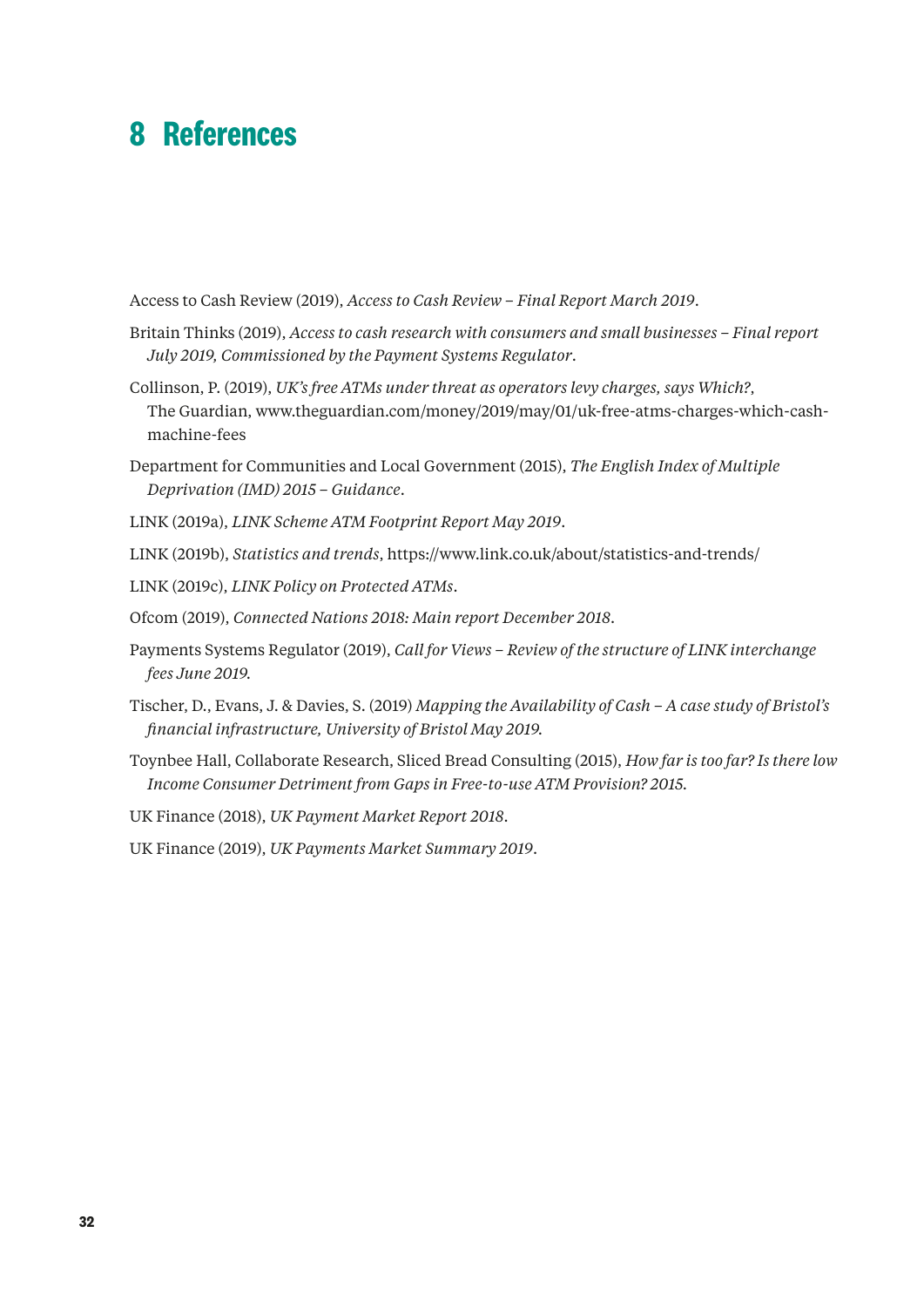# 8 References

Access to Cash Review (2019), *Access to Cash Review – Final Report March 2019*.

Britain Thinks (2019), *Access to cash research with consumers and small businesses – Final report July 2019, Commissioned by the Payment Systems Regulator*.

Collinson, P. (2019), *UK's free ATMs under threat as operators levy charges, says Which?*, The Guardian, www.theguardian.com/money/2019/may/01/uk-free-atms-charges-which-cash-machine-fees

Department for Communities and Local Government (2015), *The English Index of Multiple Deprivation (IMD) 2015 – Guidance*.

LINK (2019a), *LINK Scheme ATM Footprint Report May 2019*.

LINK (2019b), *Statistics and trends*, https://www.link.co.uk/about/statistics-and-trends/

LINK (2019c), *LINK Policy on Protected ATMs*.

Ofcom (2019), *Connected Nations 2018: Main report December 2018*.

Payments Systems Regulator (2019), *Call for Views – Review of the structure of LINK interchange fees June 2019.*

Tischer, D., Evans, J. & Davies, S. (2019) *Mapping the Availability of Cash – A case study of Bristol's financial infrastructure, University of Bristol May 2019.*

Toynbee Hall, Collaborate Research, Sliced Bread Consulting (2015), *How far is too far? Is there low Income Consumer Detriment from Gaps in Free-to-use ATM Provision? 2015.*

UK Finance (2018), *UK Payment Market Report 2018*.

UK Finance (2019), *UK Payments Market Summary 2019*.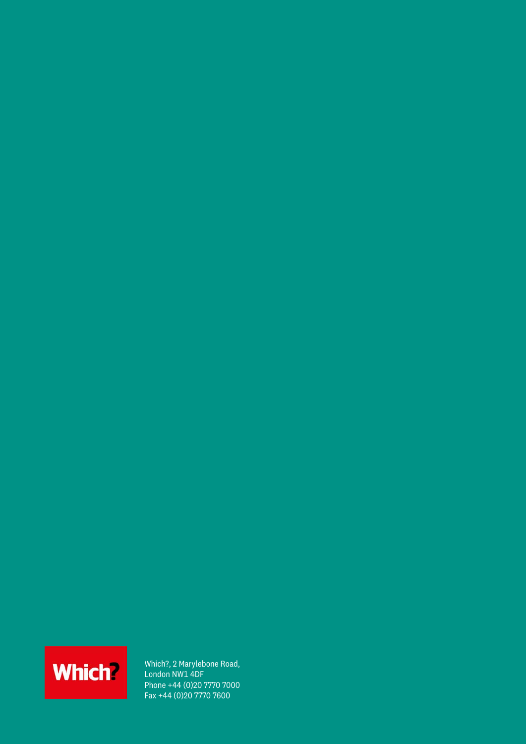Which?

Which?, 2 Marylebone Road,
London NW1 4DF
Phone +44 (0)20 7770 7000
Fax +44 (0)20 7770 7600